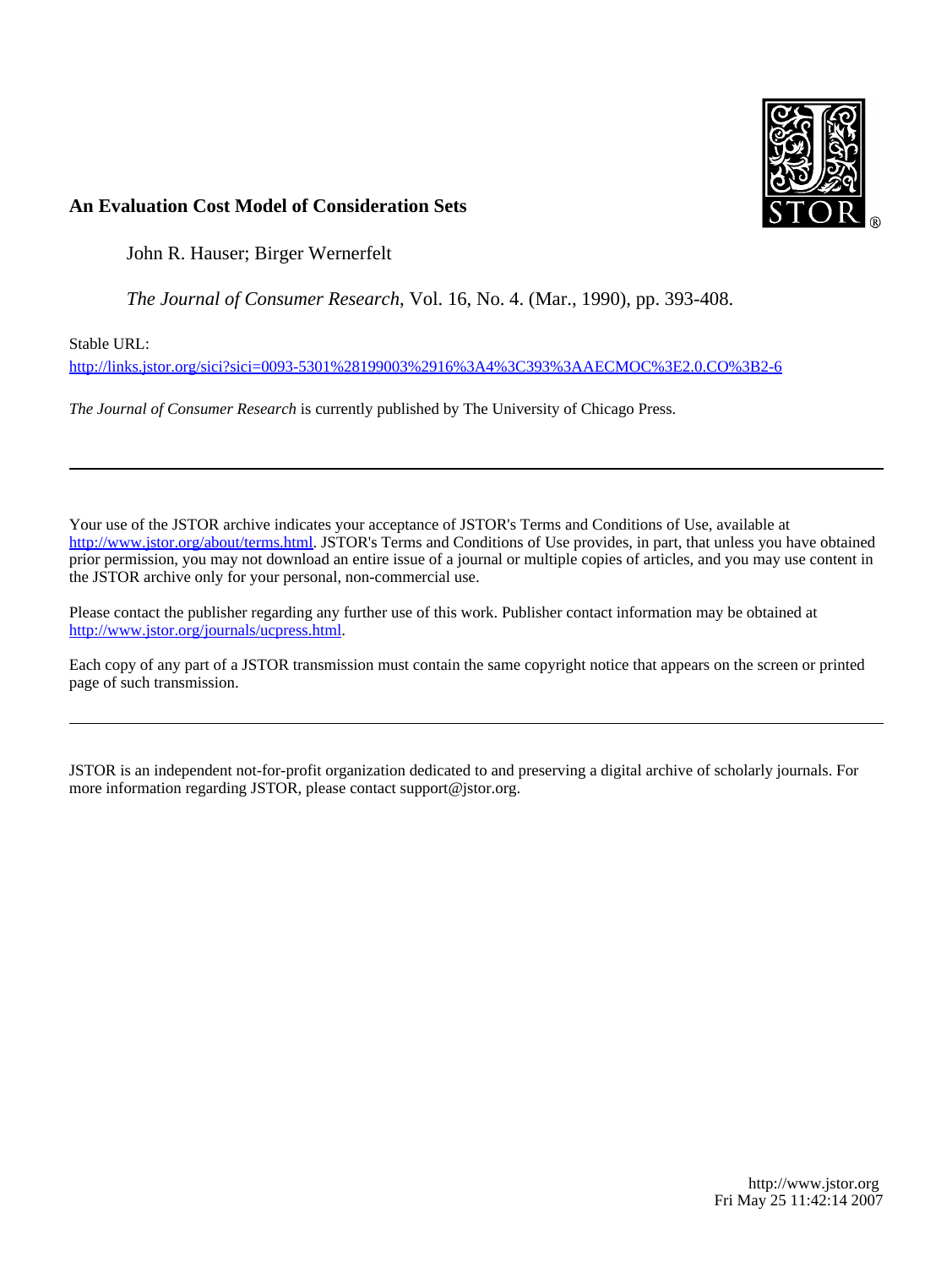**An Evaluation Cost Model of Consideration Sets**

John R. Hauser; Birger Wernerfelt

*The Journal of Consumer Research*, Vol. 16, No. 4. (Mar., 1990), pp. 393-408.

Stable URL:

http://links.jstor.org/sici?sici=0093-5301%28199003%2916%3A4%3C393%3AAECMOC%3E2.0.CO%3B2-6

*The Journal of Consumer Research* is currently published by The University of Chicago Press.

---

Your use of the JSTOR archive indicates your acceptance of JSTOR's Terms and Conditions of Use, available at http://www.jstor.org/about/terms.html. JSTOR's Terms and Conditions of Use provides, in part, that unless you have obtained prior permission, you may not download an entire issue of a journal or multiple copies of articles, and you may use content in the JSTOR archive only for your personal, non-commercial use.

Please contact the publisher regarding any further use of this work. Publisher contact information may be obtained at http://www.jstor.org/journals/ucpress.html.

Each copy of any part of a JSTOR transmission must contain the same copyright notice that appears on the screen or printed page of such transmission.

---

JSTOR is an independent not-for-profit organization dedicated to and preserving a digital archive of scholarly journals. For more information regarding JSTOR, please contact support@jstor.org.

http://www.jstor.org
Fri May 25 11:42:14 2007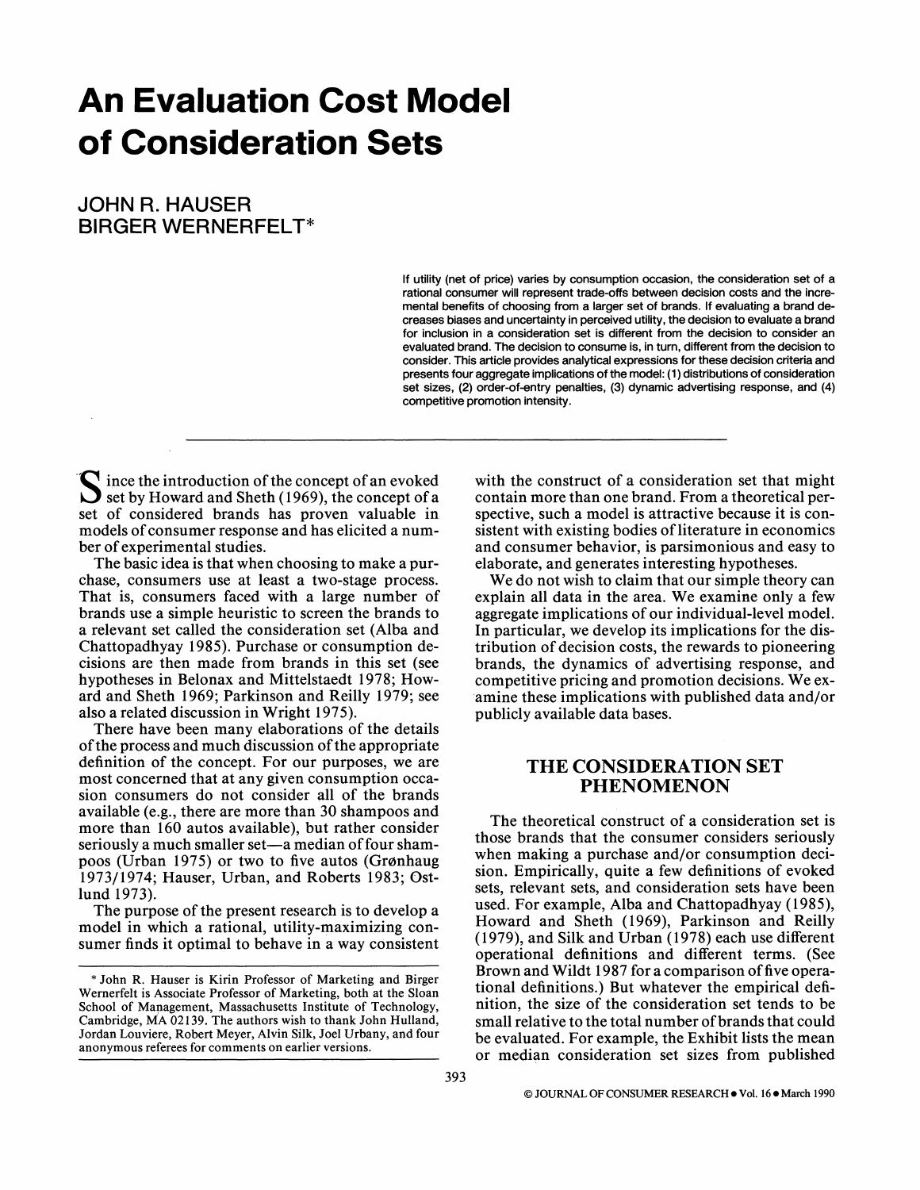# An Evaluation Cost Model of Consideration Sets

JOHN R. HAUSER
BIRGER WERNERFELT*

If utility (net of price) varies by consumption occasion, the consideration set of a rational consumer will represent trade-offs between decision costs and the incremental benefits of choosing from a larger set of brands. If evaluating a brand decreases biases and uncertainty in perceived utility, the decision to evaluate a brand for inclusion in a consideration set is different from the decision to consider an evaluated brand. The decision to consume is, in turn, different from the decision to consider. This article provides analytical expressions for these decision criteria and presents four aggregate implications of the model: (1) distributions of consideration set sizes, (2) order-of-entry penalties, (3) dynamic advertising response, and (4) competitive promotion intensity.

Since the introduction of the concept of an evoked set by Howard and Sheth (1969), the concept of a set of considered brands has proven valuable in models of consumer response and has elicited a number of experimental studies.

The basic idea is that when choosing to make a purchase, consumers use at least a two-stage process. That is, consumers faced with a large number of brands use a simple heuristic to screen the brands to a relevant set called the consideration set (Alba and Chattopadhyay 1985). Purchase or consumption decisions are then made from brands in this set (see hypotheses in Belonax and Mittelstaedt 1978; Howard and Sheth 1969; Parkinson and Reilly 1979; see also a related discussion in Wright 1975).

There have been many elaborations of the details of the process and much discussion of the appropriate definition of the concept. For our purposes, we are most concerned that at any given consumption occasion consumers do not consider all of the brands available (e.g., there are more than 30 shampoos and more than 160 autos available), but rather consider seriously a much smaller set—a median of four shampoos (Urban 1975) or two to five autos (Grønhaug 1973/1974; Hauser, Urban, and Roberts 1983; Ostlund 1973).

The purpose of the present research is to develop a model in which a rational, utility-maximizing consumer finds it optimal to behave in a way consistent with the construct of a consideration set that might contain more than one brand. From a theoretical perspective, such a model is attractive because it is consistent with existing bodies of literature in economics and consumer behavior, is parsimonious and easy to elaborate, and generates interesting hypotheses.

We do not wish to claim that our simple theory can explain all data in the area. We examine only a few aggregate implications of our individual-level model. In particular, we develop its implications for the distribution of decision costs, the rewards to pioneering brands, the dynamics of advertising response, and competitive pricing and promotion decisions. We examine these implications with published data and/or publicly available data bases.

## THE CONSIDERATION SET PHENOMENON

The theoretical construct of a consideration set is those brands that the consumer considers seriously when making a purchase and/or consumption decision. Empirically, quite a few definitions of evoked sets, relevant sets, and consideration sets have been used. For example, Alba and Chattopadhyay (1985), Howard and Sheth (1969), Parkinson and Reilly (1979), and Silk and Urban (1978) each use different operational definitions and different terms. (See Brown and Wildt 1987 for a comparison of five operational definitions.) But whatever the empirical definition, the size of the consideration set tends to be small relative to the total number of brands that could be evaluated. For example, the Exhibit lists the mean or median consideration set sizes from published

*John R. Hauser is Kirin Professor of Marketing and Birger Wernerfelt is Associate Professor of Marketing, both at the Sloan School of Management, Massachusetts Institute of Technology, Cambridge, MA 02139. The authors wish to thank John Hulland, Jordan Louviere, Robert Meyer, Alvin Silk, Joel Urbany, and four anonymous referees for comments on earlier versions.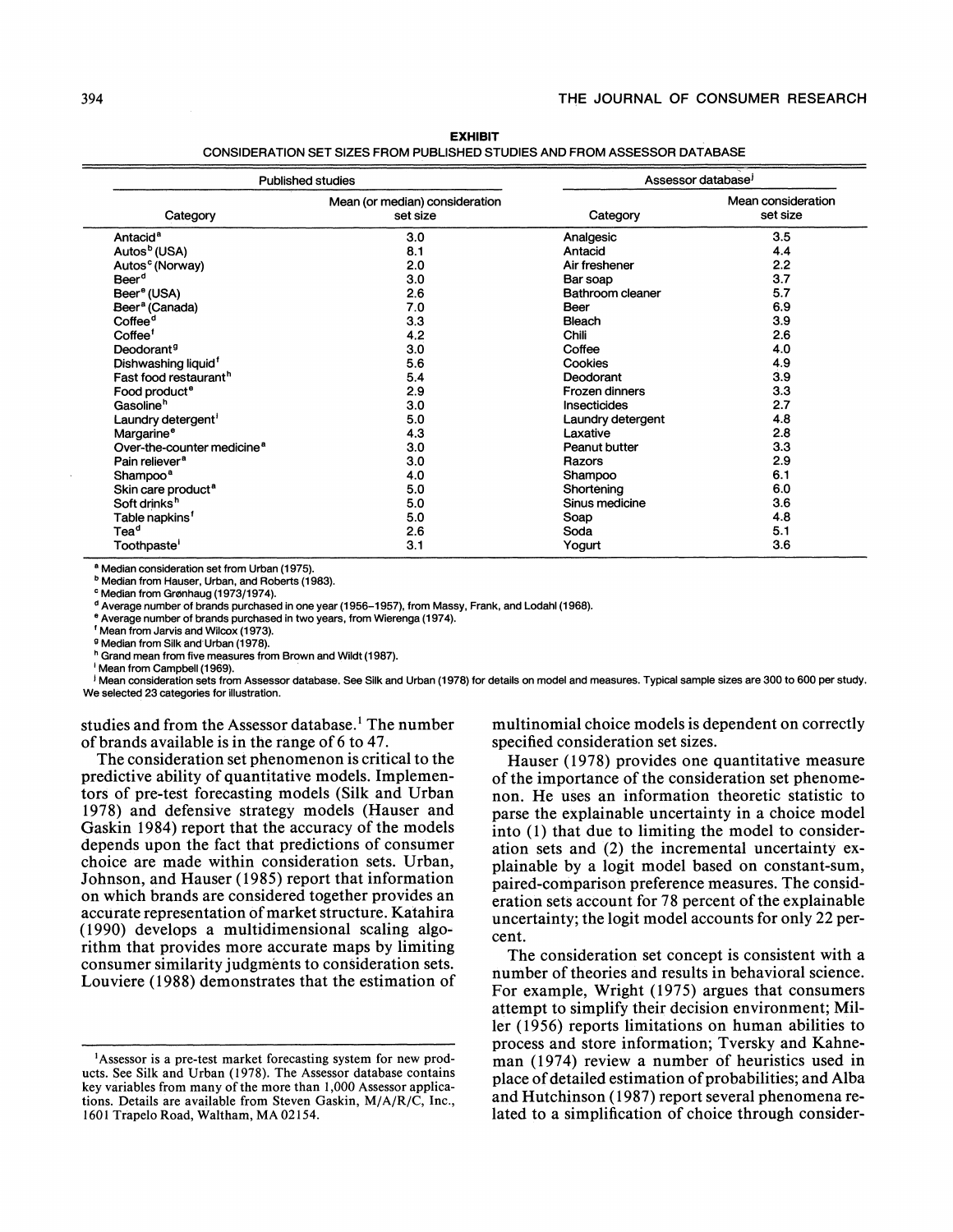**EXHIBIT**

CONSIDERATION SET SIZES FROM PUBLISHED STUDIES AND FROM ASSESSOR DATABASE

| Published studies | | Assessor database[j] | |
|---|---|---|---|
| Category | Mean (or median) consideration set size | Category | Mean consideration set size |
| Antacid[a] | 3.0 | Analgesic | 3.5 |
| Autos[b] (USA) | 8.1 | Antacid | 4.4 |
| Autos[c] (Norway) | 2.0 | Air freshener | 2.2 |
| Beer[d] | 3.0 | Bar soap | 3.7 |
| Beer[e] (USA) | 2.6 | Bathroom cleaner | 5.7 |
| Beer[a] (Canada) | 7.0 | Beer | 6.9 |
| Coffee[d] | 3.3 | Bleach | 3.9 |
| Coffee[f] | 4.2 | Chili | 2.6 |
| Deodorant[g] | 3.0 | Coffee | 4.0 |
| Dishwashing liquid[f] | 5.6 | Cookies | 4.9 |
| Fast food restaurant[h] | 5.4 | Deodorant | 3.9 |
| Food product[e] | 2.9 | Frozen dinners | 3.3 |
| Gasoline[h] | 3.0 | Insecticides | 2.7 |
| Laundry detergent[i] | 5.0 | Laundry detergent | 4.8 |
| Margarine[e] | 4.3 | Laxative | 2.8 |
| Over-the-counter medicine[a] | 3.0 | Peanut butter | 3.3 |
| Pain reliever[a] | 3.0 | Razors | 2.9 |
| Shampoo[a] | 4.0 | Shampoo | 6.1 |
| Skin care product[a] | 5.0 | Shortening | 6.0 |
| Soft drinks[h] | 5.0 | Sinus medicine | 3.6 |
| Table napkins[f] | 5.0 | Soap | 4.8 |
| Tea[d] | 2.6 | Soda | 5.1 |
| Toothpaste[i] | 3.1 | Yogurt | 3.6 |

[a] Median consideration set from Urban (1975).
[b] Median from Hauser, Urban, and Roberts (1983).
[c] Median from Grønhaug (1973/1974).
[d] Average number of brands purchased in one year (1956–1957), from Massy, Frank, and Lodahl (1968).
[e] Average number of brands purchased in two years, from Wierenga (1974).
[f] Mean from Jarvis and Wilcox (1973).
[g] Median from Silk and Urban (1978).
[h] Grand mean from five measures from Brown and Wildt (1987).
[i] Mean from Campbell (1969).
[j] Mean consideration sets from Assessor database. See Silk and Urban (1978) for details on model and measures. Typical sample sizes are 300 to 600 per study. We selected 23 categories for illustration.

studies and from the Assessor database.[1] The number of brands available is in the range of 6 to 47.

The consideration set phenomenon is critical to the predictive ability of quantitative models. Implementors of pre-test forecasting models (Silk and Urban 1978) and defensive strategy models (Hauser and Gaskin 1984) report that the accuracy of the models depends upon the fact that predictions of consumer choice are made within consideration sets. Urban, Johnson, and Hauser (1985) report that information on which brands are considered together provides an accurate representation of market structure. Katahira (1990) develops a multidimensional scaling algorithm that provides more accurate maps by limiting consumer similarity judgments to consideration sets. Louviere (1988) demonstrates that the estimation of multinomial choice models is dependent on correctly specified consideration set sizes.

Hauser (1978) provides one quantitative measure of the importance of the consideration set phenomenon. He uses an information theoretic statistic to parse the explainable uncertainty in a choice model into (1) that due to limiting the model to consideration sets and (2) the incremental uncertainty explainable by a logit model based on constant-sum, paired-comparison preference measures. The consideration sets account for 78 percent of the explainable uncertainty; the logit model accounts for only 22 percent.

The consideration set concept is consistent with a number of theories and results in behavioral science. For example, Wright (1975) argues that consumers attempt to simplify their decision environment; Miller (1956) reports limitations on human abilities to process and store information; Tversky and Kahneman (1974) review a number of heuristics used in place of detailed estimation of probabilities; and Alba and Hutchinson (1987) report several phenomena related to a simplification of choice through consider-

[1] Assessor is a pre-test market forecasting system for new products. See Silk and Urban (1978). The Assessor database contains key variables from many of the more than 1,000 Assessor applications. Details are available from Steven Gaskin, M/A/R/C, Inc., 1601 Trapelo Road, Waltham, MA 02154.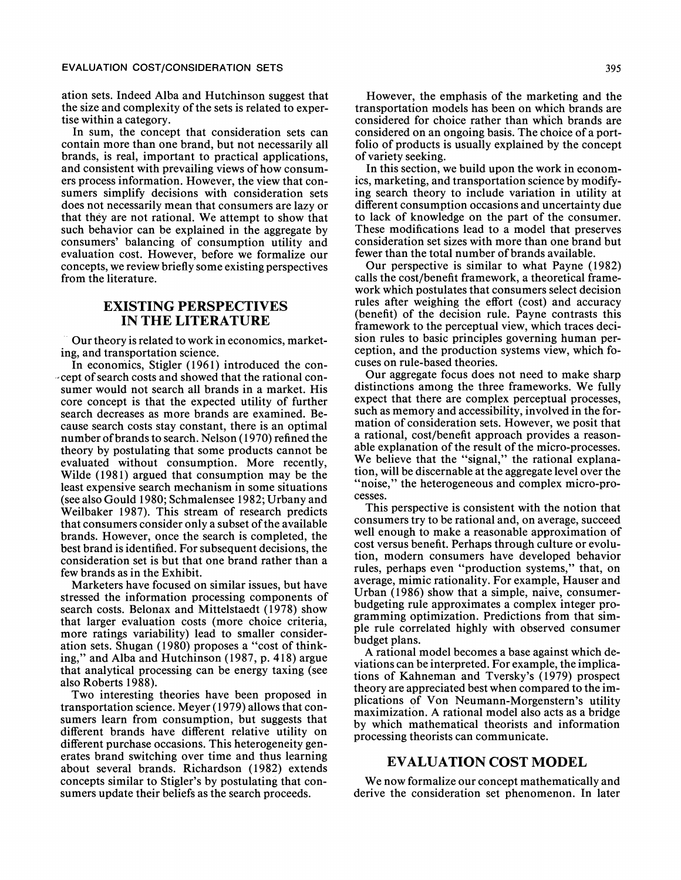ation sets. Indeed Alba and Hutchinson suggest that the size and complexity of the sets is related to expertise within a category.

In sum, the concept that consideration sets can contain more than one brand, but not necessarily all brands, is real, important to practical applications, and consistent with prevailing views of how consumers process information. However, the view that consumers simplify decisions with consideration sets does not necessarily mean that consumers are lazy or that they are not rational. We attempt to show that such behavior can be explained in the aggregate by consumers' balancing of consumption utility and evaluation cost. However, before we formalize our concepts, we review briefly some existing perspectives from the literature.

## EXISTING PERSPECTIVES IN THE LITERATURE

Our theory is related to work in economics, marketing, and transportation science.

In economics, Stigler (1961) introduced the concept of search costs and showed that the rational consumer would not search all brands in a market. His core concept is that the expected utility of further search decreases as more brands are examined. Because search costs stay constant, there is an optimal number of brands to search. Nelson (1970) refined the theory by postulating that some products cannot be evaluated without consumption. More recently, Wilde (1981) argued that consumption may be the least expensive search mechanism in some situations (see also Gould 1980; Schmalensee 1982; Urbany and Weilbaker 1987). This stream of research predicts that consumers consider only a subset of the available brands. However, once the search is completed, the best brand is identified. For subsequent decisions, the consideration set is but that one brand rather than a few brands as in the Exhibit.

Marketers have focused on similar issues, but have stressed the information processing components of search costs. Belonax and Mittelstaedt (1978) show that larger evaluation costs (more choice criteria, more ratings variability) lead to smaller consideration sets. Shugan (1980) proposes a "cost of thinking," and Alba and Hutchinson (1987, p. 418) argue that analytical processing can be energy taxing (see also Roberts 1988).

Two interesting theories have been proposed in transportation science. Meyer (1979) allows that consumers learn from consumption, but suggests that different brands have different relative utility on different purchase occasions. This heterogeneity generates brand switching over time and thus learning about several brands. Richardson (1982) extends concepts similar to Stigler's by postulating that consumers update their beliefs as the search proceeds.

However, the emphasis of the marketing and the transportation models has been on which brands are considered for choice rather than which brands are considered on an ongoing basis. The choice of a portfolio of products is usually explained by the concept of variety seeking.

In this section, we build upon the work in economics, marketing, and transportation science by modifying search theory to include variation in utility at different consumption occasions and uncertainty due to lack of knowledge on the part of the consumer. These modifications lead to a model that preserves consideration set sizes with more than one brand but fewer than the total number of brands available.

Our perspective is similar to what Payne (1982) calls the cost/benefit framework, a theoretical framework which postulates that consumers select decision rules after weighing the effort (cost) and accuracy (benefit) of the decision rule. Payne contrasts this framework to the perceptual view, which traces decision rules to basic principles governing human perception, and the production systems view, which focuses on rule-based theories.

Our aggregate focus does not need to make sharp distinctions among the three frameworks. We fully expect that there are complex perceptual processes, such as memory and accessibility, involved in the formation of consideration sets. However, we posit that a rational, cost/benefit approach provides a reasonable explanation of the result of the micro-processes. We believe that the "signal," the rational explanation, will be discernable at the aggregate level over the "noise," the heterogeneous and complex micro-processes.

This perspective is consistent with the notion that consumers try to be rational and, on average, succeed well enough to make a reasonable approximation of cost versus benefit. Perhaps through culture or evolution, modern consumers have developed behavior rules, perhaps even "production systems," that, on average, mimic rationality. For example, Hauser and Urban (1986) show that a simple, naive, consumer-budgeting rule approximates a complex integer programming optimization. Predictions from that simple rule correlated highly with observed consumer budget plans.

A rational model becomes a base against which deviations can be interpreted. For example, the implications of Kahneman and Tversky's (1979) prospect theory are appreciated best when compared to the implications of Von Neumann-Morgenstern's utility maximization. A rational model also acts as a bridge by which mathematical theorists and information processing theorists can communicate.

## EVALUATION COST MODEL

We now formalize our concept mathematically and derive the consideration set phenomenon. In later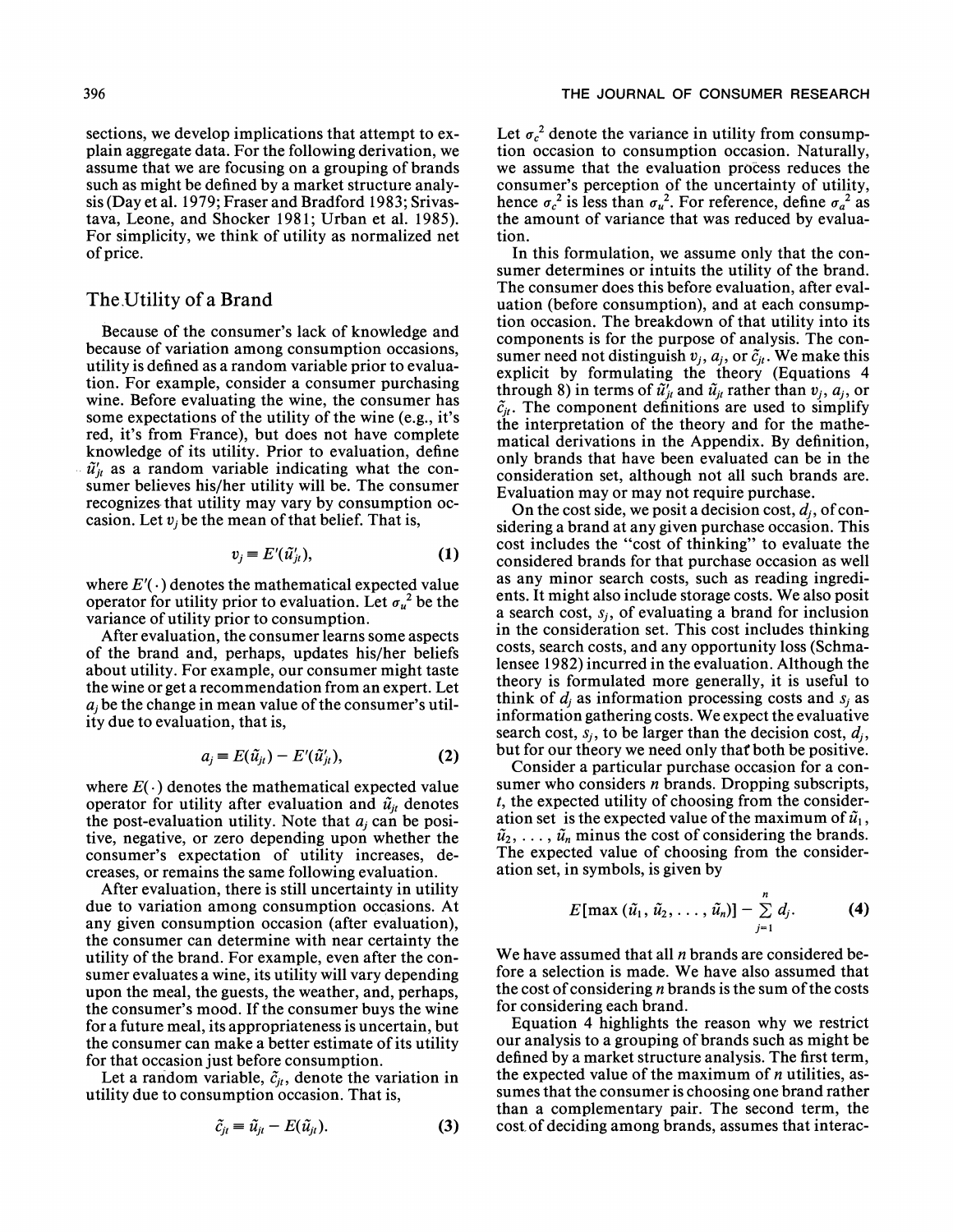sections, we develop implications that attempt to explain aggregate data. For the following derivation, we assume that we are focusing on a grouping of brands such as might be defined by a market structure analysis (Day et al. 1979; Fraser and Bradford 1983; Srivastava, Leone, and Shocker 1981; Urban et al. 1985). For simplicity, we think of utility as normalized net of price.

## The Utility of a Brand

Because of the consumer's lack of knowledge and because of variation among consumption occasions, utility is defined as a random variable prior to evaluation. For example, consider a consumer purchasing wine. Before evaluating the wine, the consumer has some expectations of the utility of the wine (e.g., it's red, it's from France), but does not have complete knowledge of its utility. Prior to evaluation, define $\tilde{u}'_{jt}$ as a random variable indicating what the consumer believes his/her utility will be. The consumer recognizes that utility may vary by consumption occasion. Let $v_j$ be the mean of that belief. That is,

$$v_j \equiv E'(\tilde{u}'_{jt}), \tag{1}$$

where $E'(\cdot)$ denotes the mathematical expected value operator for utility prior to evaluation. Let $\sigma_u^2$ be the variance of utility prior to consumption.

After evaluation, the consumer learns some aspects of the brand and, perhaps, updates his/her beliefs about utility. For example, our consumer might taste the wine or get a recommendation from an expert. Let $a_j$ be the change in mean value of the consumer's utility due to evaluation, that is,

$$a_j \equiv E(\tilde{u}_{jt}) - E'(\tilde{u}'_{jt}), \tag{2}$$

where $E(\cdot)$ denotes the mathematical expected value operator for utility after evaluation and $\tilde{u}_{jt}$ denotes the post-evaluation utility. Note that $a_j$ can be positive, negative, or zero depending upon whether the consumer's expectation of utility increases, decreases, or remains the same following evaluation.

After evaluation, there is still uncertainty in utility due to variation among consumption occasions. At any given consumption occasion (after evaluation), the consumer can determine with near certainty the utility of the brand. For example, even after the consumer evaluates a wine, its utility will vary depending upon the meal, the guests, the weather, and, perhaps, the consumer's mood. If the consumer buys the wine for a future meal, its appropriateness is uncertain, but the consumer can make a better estimate of its utility for that occasion just before consumption.

Let a random variable, $\tilde{c}_{jt}$, denote the variation in utility due to consumption occasion. That is,

$$\tilde{c}_{jt} \equiv \tilde{u}_{jt} - E(\tilde{u}_{jt}). \tag{3}$$

Let $\sigma_c^2$ denote the variance in utility from consumption occasion to consumption occasion. Naturally, we assume that the evaluation process reduces the consumer's perception of the uncertainty of utility, hence $\sigma_c^2$ is less than $\sigma_u^2$. For reference, define $\sigma_a^2$ as the amount of variance that was reduced by evaluation.

In this formulation, we assume only that the consumer determines or intuits the utility of the brand. The consumer does this before evaluation, after evaluation (before consumption), and at each consumption occasion. The breakdown of that utility into its components is for the purpose of analysis. The consumer need not distinguish $v_j$, $a_j$, or $\tilde{c}_{jt}$. We make this explicit by formulating the theory (Equations 4 through 8) in terms of $\tilde{u}'_{jt}$ and $\tilde{u}_{jt}$ rather than $v_j$, $a_j$, or $\tilde{c}_{jt}$. The component definitions are used to simplify the interpretation of the theory and for the mathematical derivations in the Appendix. By definition, only brands that have been evaluated can be in the consideration set, although not all such brands are. Evaluation may or may not require purchase.

On the cost side, we posit a decision cost, $d_j$, of considering a brand at any given purchase occasion. This cost includes the "cost of thinking" to evaluate the considered brands for that purchase occasion as well as any minor search costs, such as reading ingredients. It might also include storage costs. We also posit a search cost, $s_j$, of evaluating a brand for inclusion in the consideration set. This cost includes thinking costs, search costs, and any opportunity loss (Schmalensee 1982) incurred in the evaluation. Although the theory is formulated more generally, it is useful to think of $d_j$ as information processing costs and $s_j$ as information gathering costs. We expect the evaluative search cost, $s_j$, to be larger than the decision cost, $d_j$, but for our theory we need only that both be positive.

Consider a particular purchase occasion for a consumer who considers $n$ brands. Dropping subscripts, $t$, the expected utility of choosing from the consideration set is the expected value of the maximum of $\tilde{u}_1$, $\tilde{u}_2, \ldots, \tilde{u}_n$ minus the cost of considering the brands. The expected value of choosing from the consideration set, in symbols, is given by

$$E[\max(\tilde{u}_1, \tilde{u}_2, \ldots, \tilde{u}_n)] - \sum_{j=1}^{n} d_j. \tag{4}$$

We have assumed that all $n$ brands are considered before a selection is made. We have also assumed that the cost of considering $n$ brands is the sum of the costs for considering each brand.

Equation 4 highlights the reason why we restrict our analysis to a grouping of brands such as might be defined by a market structure analysis. The first term, the expected value of the maximum of $n$ utilities, assumes that the consumer is choosing one brand rather than a complementary pair. The second term, the cost of deciding among brands, assumes that interac-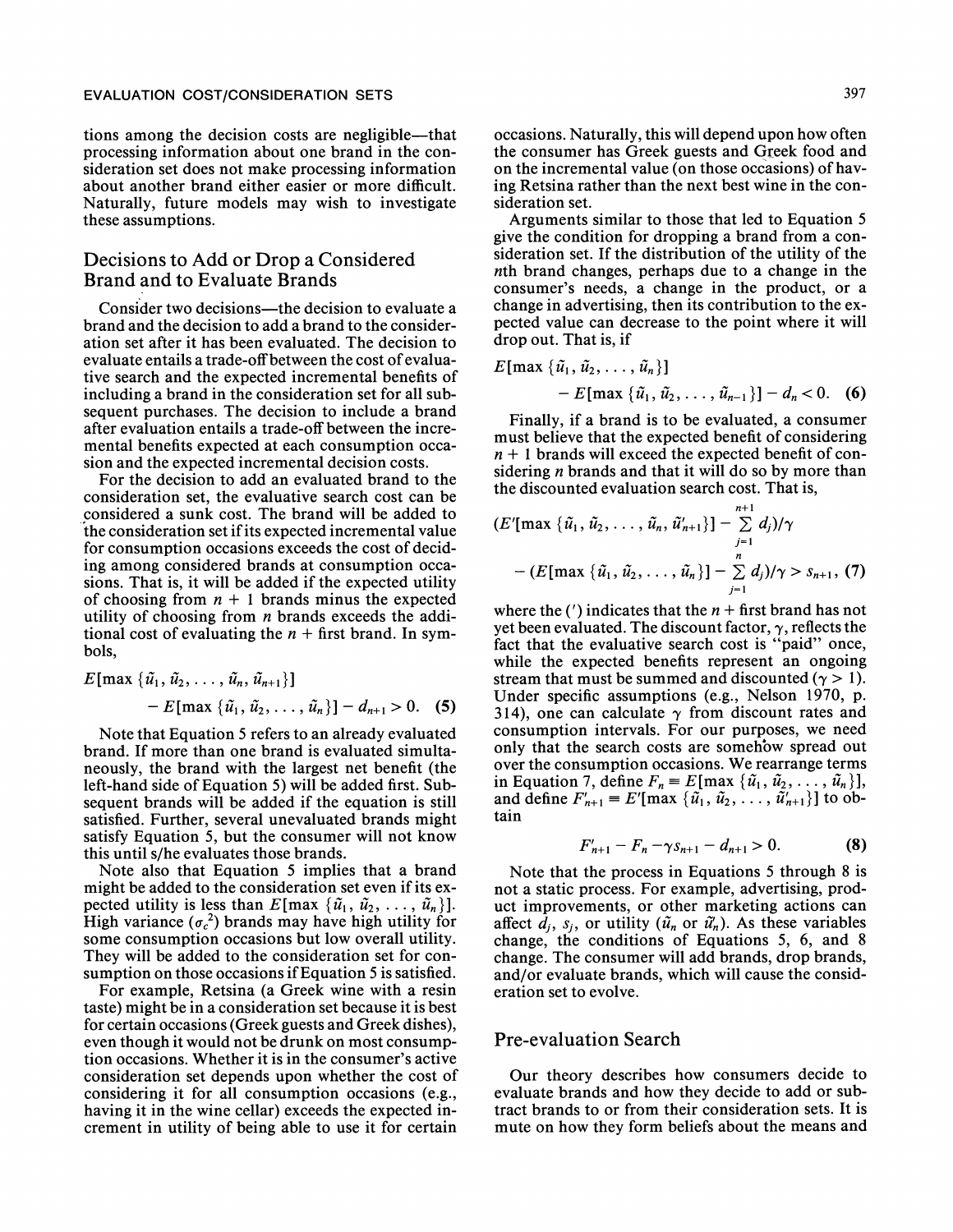tions among the decision costs are negligible—that processing information about one brand in the consideration set does not make processing information about another brand either easier or more difficult. Naturally, future models may wish to investigate these assumptions.

## Decisions to Add or Drop a Considered Brand and to Evaluate Brands

Consider two decisions—the decision to evaluate a brand and the decision to add a brand to the consideration set after it has been evaluated. The decision to evaluate entails a trade-off between the cost of evaluative search and the expected incremental benefits of including a brand in the consideration set for all subsequent purchases. The decision to include a brand after evaluation entails a trade-off between the incremental benefits expected at each consumption occasion and the expected incremental decision costs.

For the decision to add an evaluated brand to the consideration set, the evaluative search cost can be considered a sunk cost. The brand will be added to the consideration set if its expected incremental value for consumption occasions exceeds the cost of deciding among considered brands at consumption occasions. That is, it will be added if the expected utility of choosing from $n + 1$ brands minus the expected utility of choosing from $n$ brands exceeds the additional cost of evaluating the $n + 1$ first brand. In symbols,

$$E[\max \{\tilde{u}_1, \tilde{u}_2, \ldots, \tilde{u}_n, \tilde{u}_{n+1}\}] - E[\max \{\tilde{u}_1, \tilde{u}_2, \ldots, \tilde{u}_n\}] - d_{n+1} > 0. \quad (5)$$

Note that Equation 5 refers to an already evaluated brand. If more than one brand is evaluated simultaneously, the brand with the largest net benefit (the left-hand side of Equation 5) will be added first. Subsequent brands will be added if the equation is still satisfied. Further, several unevaluated brands might satisfy Equation 5, but the consumer will not know this until s/he evaluates those brands.

Note also that Equation 5 implies that a brand might be added to the consideration set even if its expected utility is less than $E[\max \{\tilde{u}_1, \tilde{u}_2, \ldots, \tilde{u}_n\}]$. High variance ($\sigma_c^2$) brands may have high utility for some consumption occasions but low overall utility. They will be added to the consideration set for consumption on those occasions if Equation 5 is satisfied.

For example, Retsina (a Greek wine with a resin taste) might be in a consideration set because it is best for certain occasions (Greek guests and Greek dishes), even though it would not be drunk on most consumption occasions. Whether it is in the consumer's active consideration set depends upon whether the cost of considering it for all consumption occasions (e.g., having it in the wine cellar) exceeds the expected increment in utility of being able to use it for certain occasions. Naturally, this will depend upon how often the consumer has Greek guests and Greek food and on the incremental value (on those occasions) of having Retsina rather than the next best wine in the consideration set.

Arguments similar to those that led to Equation 5 give the condition for dropping a brand from a consideration set. If the distribution of the utility of the $n$th brand changes, perhaps due to a change in the consumer's needs, a change in the product, or a change in advertising, then its contribution to the expected value can decrease to the point where it will drop out. That is, if

$$E[\max \{\tilde{u}_1, \tilde{u}_2, \ldots, \tilde{u}_n\}] - E[\max \{\tilde{u}_1, \tilde{u}_2, \ldots, \tilde{u}_{n-1}\}] - d_n < 0. \quad (6)$$

Finally, if a brand is to be evaluated, a consumer must believe that the expected benefit of considering $n + 1$ brands will exceed the expected benefit of considering $n$ brands and that it will do so by more than the discounted evaluation search cost. That is,

$$(E'[\max \{\tilde{u}_1, \tilde{u}_2, \ldots, \tilde{u}_n, \tilde{u}'_{n+1}\}] - \sum_{j=1}^{n+1} d_j)/\gamma - (E[\max \{\tilde{u}_1, \tilde{u}_2, \ldots, \tilde{u}_n\}] - \sum_{j=1}^{n} d_j)/\gamma > s_{n+1}, \quad (7)$$

where the (') indicates that the $n$ + first brand has not yet been evaluated. The discount factor, $\gamma$, reflects the fact that the evaluative search cost is "paid" once, while the expected benefits represent an ongoing stream that must be summed and discounted ($\gamma > 1$). Under specific assumptions (e.g., Nelson 1970, p. 314), one can calculate $\gamma$ from discount rates and consumption intervals. For our purposes, we need only that the search costs are somehow spread out over the consumption occasions. We rearrange terms in Equation 7, define $F_n \equiv E[\max \{\tilde{u}_1, \tilde{u}_2, \ldots, \tilde{u}_n\}]$, and define $F'_{n+1} \equiv E'[\max \{\tilde{u}_1, \tilde{u}_2, \ldots, \tilde{u}'_{n+1}\}]$ to obtain

$$F'_{n+1} - F_n - \gamma s_{n+1} - d_{n+1} > 0. \quad (8)$$

Note that the process in Equations 5 through 8 is not a static process. For example, advertising, product improvements, or other marketing actions can affect $d_j$, $s_j$, or utility ($\tilde{u}_n$ or $\tilde{u}'_n$). As these variables change, the conditions of Equations 5, 6, and 8 change. The consumer will add brands, drop brands, and/or evaluate brands, which will cause the consideration set to evolve.

## Pre-evaluation Search

Our theory describes how consumers decide to evaluate brands and how they decide to add or subtract brands to or from their consideration sets. It is mute on how they form beliefs about the means and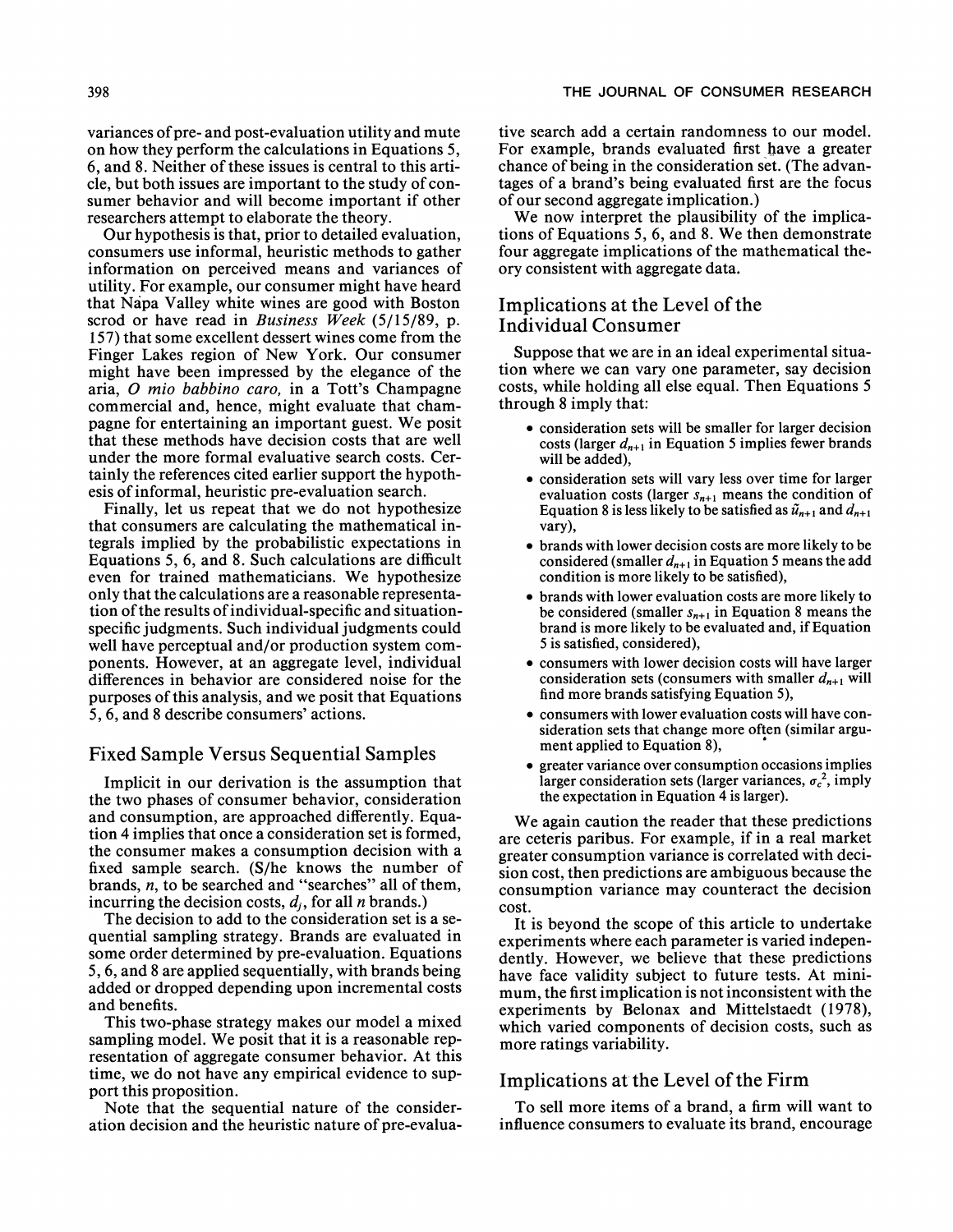variances of pre- and post-evaluation utility and mute on how they perform the calculations in Equations 5, 6, and 8. Neither of these issues is central to this article, but both issues are important to the study of consumer behavior and will become important if other researchers attempt to elaborate the theory.

Our hypothesis is that, prior to detailed evaluation, consumers use informal, heuristic methods to gather information on perceived means and variances of utility. For example, our consumer might have heard that Napa Valley white wines are good with Boston scrod or have read in *Business Week* (5/15/89, p. 157) that some excellent dessert wines come from the Finger Lakes region of New York. Our consumer might have been impressed by the elegance of the aria, *O mio babbino caro,* in a Tott's Champagne commercial and, hence, might evaluate that champagne for entertaining an important guest. We posit that these methods have decision costs that are well under the more formal evaluative search costs. Certainly the references cited earlier support the hypothesis of informal, heuristic pre-evaluation search.

Finally, let us repeat that we do not hypothesize that consumers are calculating the mathematical integrals implied by the probabilistic expectations in Equations 5, 6, and 8. Such calculations are difficult even for trained mathematicians. We hypothesize only that the calculations are a reasonable representation of the results of individual-specific and situation-specific judgments. Such individual judgments could well have perceptual and/or production system components. However, at an aggregate level, individual differences in behavior are considered noise for the purposes of this analysis, and we posit that Equations 5, 6, and 8 describe consumers' actions.

## Fixed Sample Versus Sequential Samples

Implicit in our derivation is the assumption that the two phases of consumer behavior, consideration and consumption, are approached differently. Equation 4 implies that once a consideration set is formed, the consumer makes a consumption decision with a fixed sample search. (S/he knows the number of brands, $n$, to be searched and "searches" all of them, incurring the decision costs, $d_j$, for all $n$ brands.)

The decision to add to the consideration set is a sequential sampling strategy. Brands are evaluated in some order determined by pre-evaluation. Equations 5, 6, and 8 are applied sequentially, with brands being added or dropped depending upon incremental costs and benefits.

This two-phase strategy makes our model a mixed sampling model. We posit that it is a reasonable representation of aggregate consumer behavior. At this time, we do not have any empirical evidence to support this proposition.

Note that the sequential nature of the consideration decision and the heuristic nature of pre-evaluative search add a certain randomness to our model. For example, brands evaluated first have a greater chance of being in the consideration set. (The advantages of a brand's being evaluated first are the focus of our second aggregate implication.)

We now interpret the plausibility of the implications of Equations 5, 6, and 8. We then demonstrate four aggregate implications of the mathematical theory consistent with aggregate data.

## Implications at the Level of the Individual Consumer

Suppose that we are in an ideal experimental situation where we can vary one parameter, say decision costs, while holding all else equal. Then Equations 5 through 8 imply that:

- consideration sets will be smaller for larger decision costs (larger $d_{n+1}$ in Equation 5 implies fewer brands will be added),
- consideration sets will vary less over time for larger evaluation costs (larger $s_{n+1}$ means the condition of Equation 8 is less likely to be satisfied as $\tilde{u}_{n+1}$ and $d_{n+1}$ vary),
- brands with lower decision costs are more likely to be considered (smaller $d_{n+1}$ in Equation 5 means the add condition is more likely to be satisfied),
- brands with lower evaluation costs are more likely to be considered (smaller $s_{n+1}$ in Equation 8 means the brand is more likely to be evaluated and, if Equation 5 is satisfied, considered),
- consumers with lower decision costs will have larger consideration sets (consumers with smaller $d_{n+1}$ will find more brands satisfying Equation 5),
- consumers with lower evaluation costs will have consideration sets that change more often (similar argument applied to Equation 8),
- greater variance over consumption occasions implies larger consideration sets (larger variances, $\sigma_c^2$, imply the expectation in Equation 4 is larger).

We again caution the reader that these predictions are ceteris paribus. For example, if in a real market greater consumption variance is correlated with decision cost, then predictions are ambiguous because the consumption variance may counteract the decision cost.

It is beyond the scope of this article to undertake experiments where each parameter is varied independently. However, we believe that these predictions have face validity subject to future tests. At minimum, the first implication is not inconsistent with the experiments by Belonax and Mittelstaedt (1978), which varied components of decision costs, such as more ratings variability.

## Implications at the Level of the Firm

To sell more items of a brand, a firm will want to influence consumers to evaluate its brand, encourage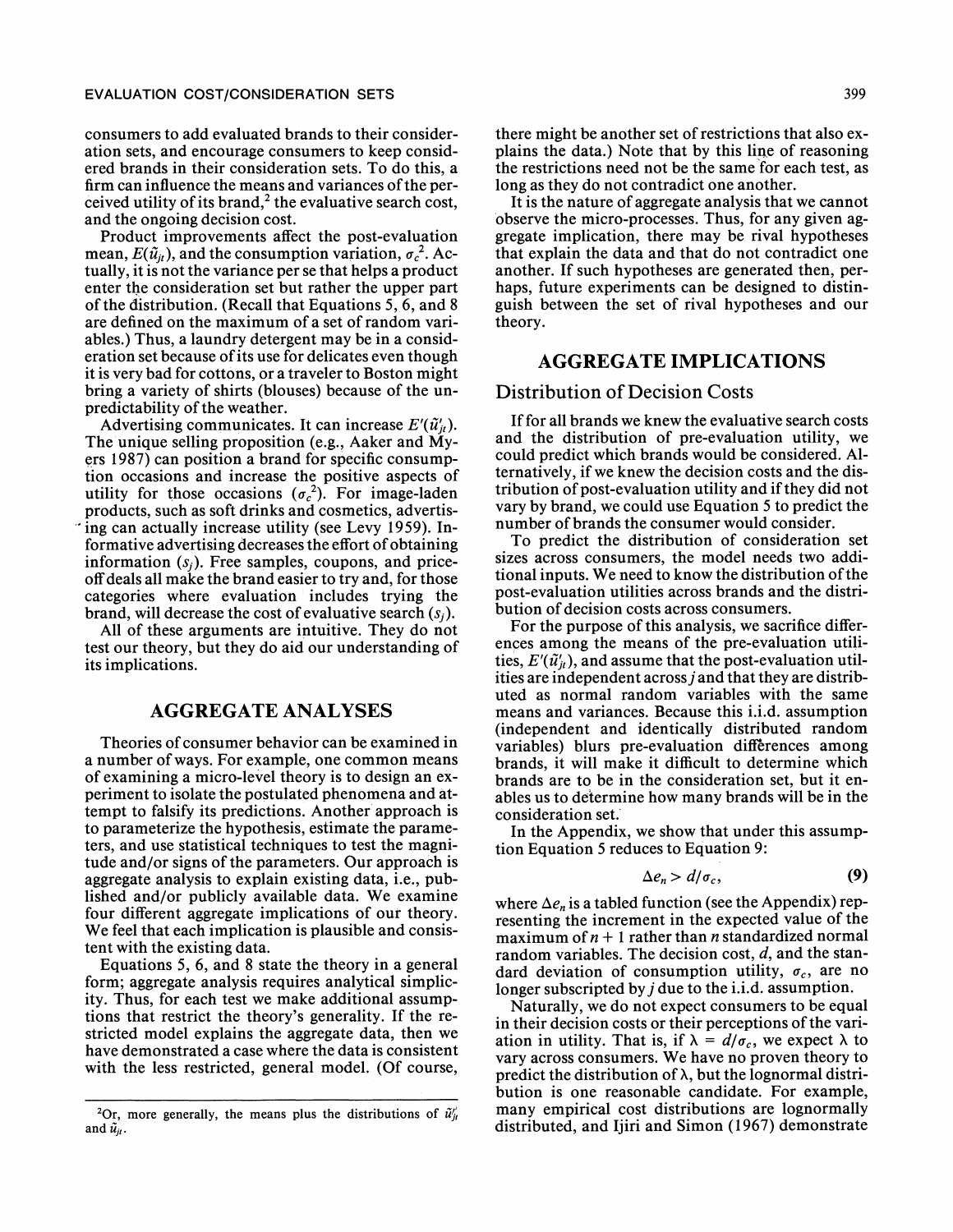consumers to add evaluated brands to their consideration sets, and encourage consumers to keep considered brands in their consideration sets. To do this, a firm can influence the means and variances of the perceived utility of its brand,[2] the evaluative search cost, and the ongoing decision cost.

Product improvements affect the post-evaluation mean, $E(\tilde{u}_{jt})$, and the consumption variation, $\sigma_c^2$. Actually, it is not the variance per se that helps a product enter the consideration set but rather the upper part of the distribution. (Recall that Equations 5, 6, and 8 are defined on the maximum of a set of random variables.) Thus, a laundry detergent may be in a consideration set because of its use for delicates even though it is very bad for cottons, or a traveler to Boston might bring a variety of shirts (blouses) because of the unpredictability of the weather.

Advertising communicates. It can increase $E'(\tilde{u}'_{jt})$. The unique selling proposition (e.g., Aaker and Myers 1987) can position a brand for specific consumption occasions and increase the positive aspects of utility for those occasions ($\sigma_c^2$). For image-laden products, such as soft drinks and cosmetics, advertising can actually increase utility (see Levy 1959). Informative advertising decreases the effort of obtaining information ($s_j$). Free samples, coupons, and price-off deals all make the brand easier to try and, for those categories where evaluation includes trying the brand, will decrease the cost of evaluative search ($s_j$).

All of these arguments are intuitive. They do not test our theory, but they do aid our understanding of its implications.

## AGGREGATE ANALYSES

Theories of consumer behavior can be examined in a number of ways. For example, one common means of examining a micro-level theory is to design an experiment to isolate the postulated phenomena and attempt to falsify its predictions. Another approach is to parameterize the hypothesis, estimate the parameters, and use statistical techniques to test the magnitude and/or signs of the parameters. Our approach is aggregate analysis to explain existing data, i.e., published and/or publicly available data. We examine four different aggregate implications of our theory. We feel that each implication is plausible and consistent with the existing data.

Equations 5, 6, and 8 state the theory in a general form; aggregate analysis requires analytical simplicity. Thus, for each test we make additional assumptions that restrict the theory's generality. If the restricted model explains the aggregate data, then we have demonstrated a case where the data is consistent with the less restricted, general model. (Of course, there might be another set of restrictions that also explains the data.) Note that by this line of reasoning the restrictions need not be the same for each test, as long as they do not contradict one another.

It is the nature of aggregate analysis that we cannot observe the micro-processes. Thus, for any given aggregate implication, there may be rival hypotheses that explain the data and that do not contradict one another. If such hypotheses are generated then, perhaps, future experiments can be designed to distinguish between the set of rival hypotheses and our theory.

## AGGREGATE IMPLICATIONS

### Distribution of Decision Costs

If for all brands we knew the evaluative search costs and the distribution of pre-evaluation utility, we could predict which brands would be considered. Alternatively, if we knew the decision costs and the distribution of post-evaluation utility and if they did not vary by brand, we could use Equation 5 to predict the number of brands the consumer would consider.

To predict the distribution of consideration set sizes across consumers, the model needs two additional inputs. We need to know the distribution of the post-evaluation utilities across brands and the distribution of decision costs across consumers.

For the purpose of this analysis, we sacrifice differences among the means of the pre-evaluation utilities, $E'(\tilde{u}'_{jt})$, and assume that the post-evaluation utilities are independent across $j$ and that they are distributed as normal random variables with the same means and variances. Because this i.i.d. assumption (independent and identically distributed random variables) blurs pre-evaluation differences among brands, it will make it difficult to determine which brands are to be in the consideration set, but it enables us to determine how many brands will be in the consideration set.

In the Appendix, we show that under this assumption Equation 5 reduces to Equation 9:

$$\Delta e_n > d/\sigma_c, \tag{9}$$

where $\Delta e_n$ is a tabled function (see the Appendix) representing the increment in the expected value of the maximum of $n + 1$ rather than $n$ standardized normal random variables. The decision cost, $d$, and the standard deviation of consumption utility, $\sigma_c$, are no longer subscripted by $j$ due to the i.i.d. assumption.

Naturally, we do not expect consumers to be equal in their decision costs or their perceptions of the variation in utility. That is, if $\lambda = d/\sigma_c$, we expect $\lambda$ to vary across consumers. We have no proven theory to predict the distribution of $\lambda$, but the lognormal distribution is one reasonable candidate. For example, many empirical cost distributions are lognormally distributed, and Ijiri and Simon (1967) demonstrate

[2]Or, more generally, the means plus the distributions of $\tilde{u}'_{jt}$ and $\tilde{u}_{jt}$.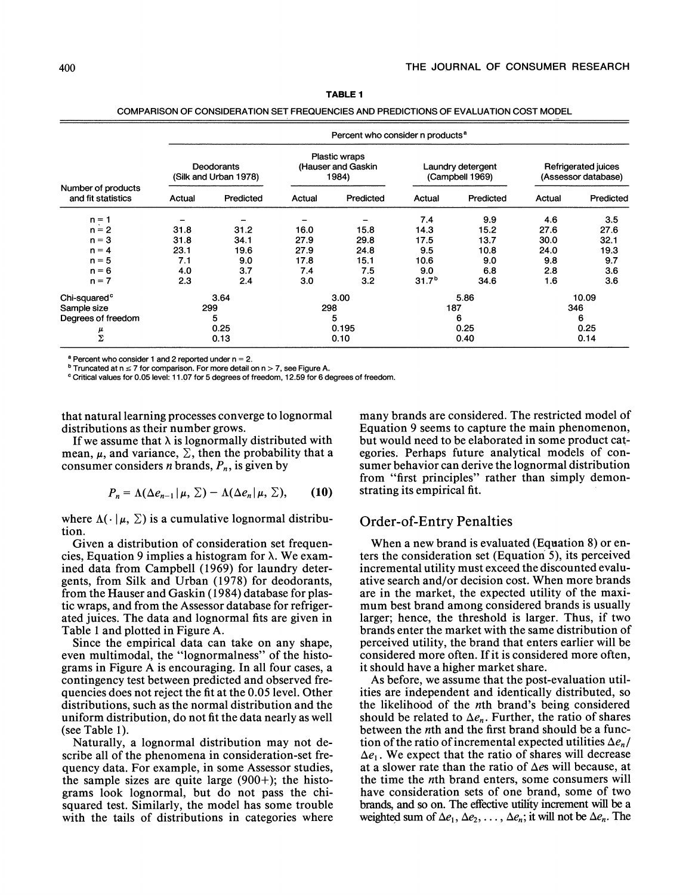**TABLE 1**

COMPARISON OF CONSIDERATION SET FREQUENCIES AND PREDICTIONS OF EVALUATION COST MODEL

| Number of products and fit statistics | Percent who consider n products[a] | | | | | | | |
|---|---|---|---|---|---|---|---|---|
| | Deodorants (Silk and Urban 1978) | | Plastic wraps (Hauser and Gaskin 1984) | | Laundry detergent (Campbell 1969) | | Refrigerated juices (Assessor database) | |
| | Actual | Predicted | Actual | Predicted | Actual | Predicted | Actual | Predicted |
| n = 1 | – | – | – | – | 7.4 | 9.9 | 4.6 | 3.5 |
| n = 2 | 31.8 | 31.2 | 16.0 | 15.8 | 14.3 | 15.2 | 27.6 | 27.6 |
| n = 3 | 31.8 | 34.1 | 27.9 | 29.8 | 17.5 | 13.7 | 30.0 | 32.1 |
| n = 4 | 23.1 | 19.6 | 27.9 | 24.8 | 9.5 | 10.8 | 24.0 | 19.3 |
| n = 5 | 7.1 | 9.0 | 17.8 | 15.1 | 10.6 | 9.0 | 9.8 | 9.7 |
| n = 6 | 4.0 | 3.7 | 7.4 | 7.5 | 9.0 | 6.8 | 2.8 | 3.6 |
| n = 7 | 2.3 | 2.4 | 3.0 | 3.2 | 31.7[b] | 34.6 | 1.6 | 3.6 |
| Chi-squared[c] | 3.64 | | 3.00 | | 5.86 | | 10.09 | |
| Sample size | 299 | | 298 | | 187 | | 346 | |
| Degrees of freedom | 5 | | 5 | | 6 | | 6 | |
| $\mu$ | 0.25 | | 0.195 | | 0.25 | | 0.25 | |
| $\Sigma$ | 0.13 | | 0.10 | | 0.40 | | 0.14 | |

[a] Percent who consider 1 and 2 reported under n = 2.
[b] Truncated at n ≤ 7 for comparison. For more detail on n > 7, see Figure A.
[c] Critical values for 0.05 level: 11.07 for 5 degrees of freedom, 12.59 for 6 degrees of freedom.

that natural learning processes converge to lognormal distributions as their number grows.

If we assume that $\lambda$ is lognormally distributed with mean, $\mu$, and variance, $\Sigma$, then the probability that a consumer considers $n$ brands, $P_n$, is given by

$$P_n = \Lambda(\Delta e_{n-1} \mid \mu, \Sigma) - \Lambda(\Delta e_n \mid \mu, \Sigma), \qquad (10)$$

where $\Lambda(\cdot \mid \mu, \Sigma)$ is a cumulative lognormal distribution.

Given a distribution of consideration set frequencies, Equation 9 implies a histogram for $\lambda$. We examined data from Campbell (1969) for laundry detergents, from Silk and Urban (1978) for deodorants, from the Hauser and Gaskin (1984) database for plastic wraps, and from the Assessor database for refrigerated juices. The data and lognormal fits are given in Table 1 and plotted in Figure A.

Since the empirical data can take on any shape, even multimodal, the "lognormalness" of the histograms in Figure A is encouraging. In all four cases, a contingency test between predicted and observed frequencies does not reject the fit at the 0.05 level. Other distributions, such as the normal distribution and the uniform distribution, do not fit the data nearly as well (see Table 1).

Naturally, a lognormal distribution may not describe all of the phenomena in consideration-set frequency data. For example, in some Assessor studies, the sample sizes are quite large (900+); the histograms look lognormal, but do not pass the chi-squared test. Similarly, the model has some trouble with the tails of distributions in categories where many brands are considered. The restricted model of Equation 9 seems to capture the main phenomenon, but would need to be elaborated in some product categories. Perhaps future analytical models of consumer behavior can derive the lognormal distribution from "first principles" rather than simply demonstrating its empirical fit.

## Order-of-Entry Penalties

When a new brand is evaluated (Equation 8) or enters the consideration set (Equation 5), its perceived incremental utility must exceed the discounted evaluative search and/or decision cost. When more brands are in the market, the expected utility of the maximum best brand among considered brands is usually larger; hence, the threshold is larger. Thus, if two brands enter the market with the same distribution of perceived utility, the brand that enters earlier will be considered more often. If it is considered more often, it should have a higher market share.

As before, we assume that the post-evaluation utilities are independent and identically distributed, so the likelihood of the $n$th brand's being considered should be related to $\Delta e_n$. Further, the ratio of shares between the $n$th and the first brand should be a function of the ratio of incremental expected utilities $\Delta e_n / \Delta e_1$. We expect that the ratio of shares will decrease at a slower rate than the ratio of $\Delta$es will because, at the time the $n$th brand enters, some consumers will have consideration sets of one brand, some of two brands, and so on. The effective utility increment will be a weighted sum of $\Delta e_1, \Delta e_2, \ldots, \Delta e_n$; it will not be $\Delta e_n$. The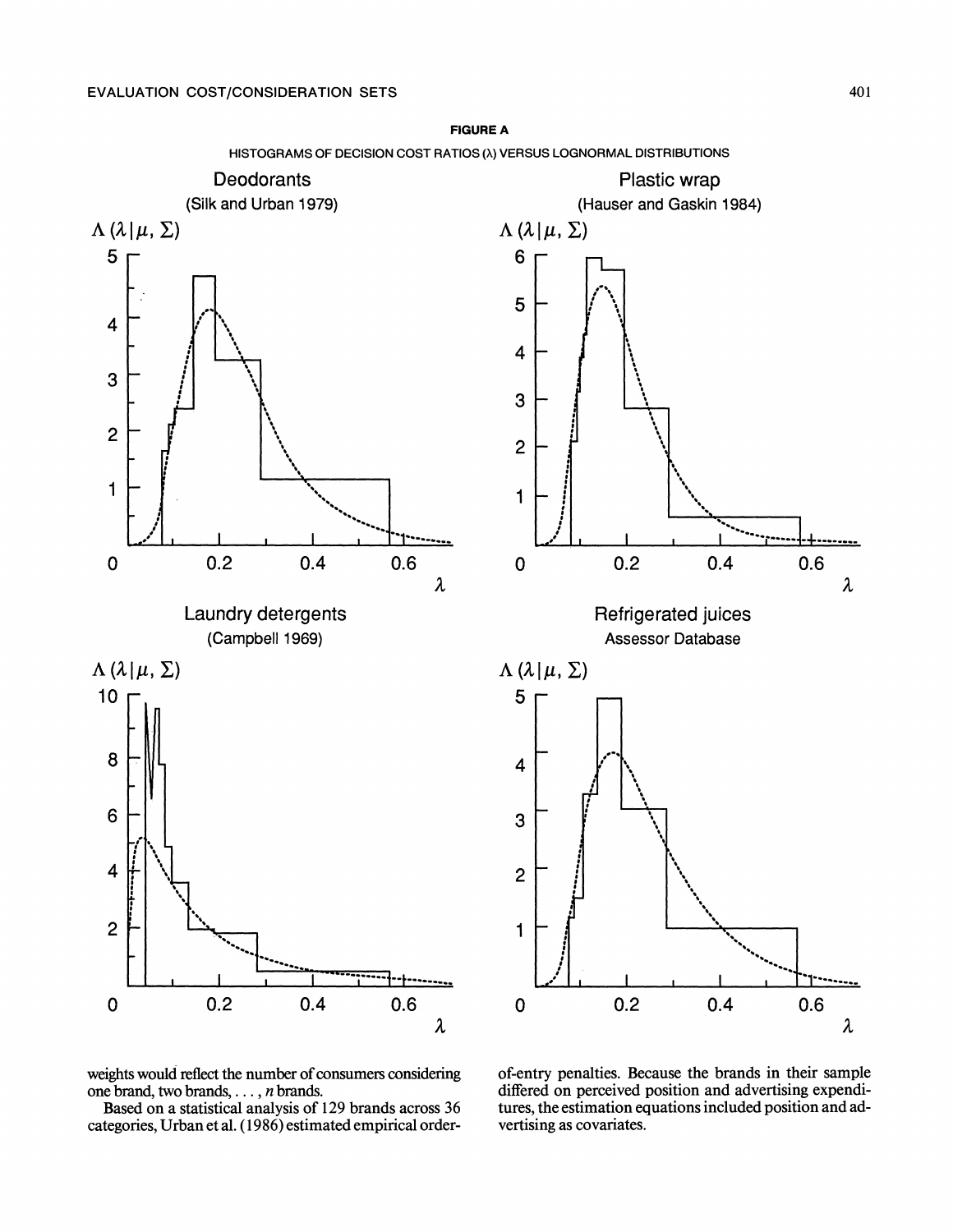**FIGURE A**

HISTOGRAMS OF DECISION COST RATIOS (λ) VERSUS LOGNORMAL DISTRIBUTIONS

Deodorants (Silk and Urban 1979)

Plastic wrap (Hauser and Gaskin 1984)

Laundry detergents (Campbell 1969)

Refrigerated juices Assessor Database

weights would reflect the number of consumers considering one brand, two brands, . . . , $n$ brands.

Based on a statistical analysis of 129 brands across 36 categories, Urban et al. (1986) estimated empirical order-of-entry penalties. Because the brands in their sample differed on perceived position and advertising expenditures, the estimation equations included position and advertising as covariates.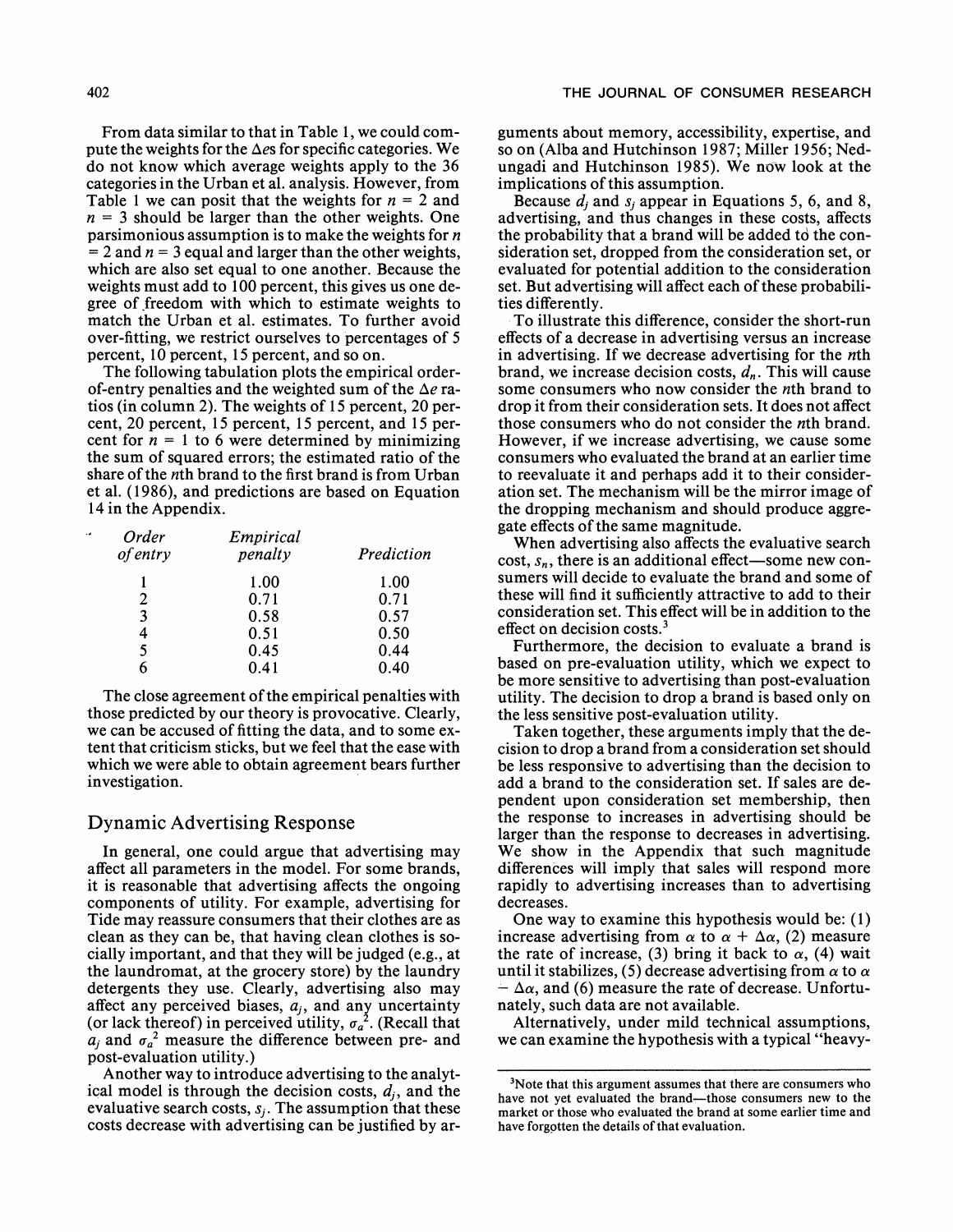From data similar to that in Table 1, we could compute the weights for the $\Delta e$s for specific categories. We do not know which average weights apply to the 36 categories in the Urban et al. analysis. However, from Table 1 we can posit that the weights for $n = 2$ and $n = 3$ should be larger than the other weights. One parsimonious assumption is to make the weights for $n = 2$ and $n = 3$ equal and larger than the other weights, which are also set equal to one another. Because the weights must add to 100 percent, this gives us one degree of freedom with which to estimate weights to match the Urban et al. estimates. To further avoid over-fitting, we restrict ourselves to percentages of 5 percent, 10 percent, 15 percent, and so on.

The following tabulation plots the empirical order-of-entry penalties and the weighted sum of the $\Delta e$ ratios (in column 2). The weights of 15 percent, 20 percent, 20 percent, 15 percent, 15 percent, and 15 percent for $n = 1$ to 6 were determined by minimizing the sum of squared errors; the estimated ratio of the share of the $n$th brand to the first brand is from Urban et al. (1986), and predictions are based on Equation 14 in the Appendix.

| *Order of entry* | *Empirical penalty* | *Prediction* |
|---|---|---|
| 1 | 1.00 | 1.00 |
| 2 | 0.71 | 0.71 |
| 3 | 0.58 | 0.57 |
| 4 | 0.51 | 0.50 |
| 5 | 0.45 | 0.44 |
| 6 | 0.41 | 0.40 |

The close agreement of the empirical penalties with those predicted by our theory is provocative. Clearly, we can be accused of fitting the data, and to some extent that criticism sticks, but we feel that the ease with which we were able to obtain agreement bears further investigation.

## Dynamic Advertising Response

In general, one could argue that advertising may affect all parameters in the model. For some brands, it is reasonable that advertising affects the ongoing components of utility. For example, advertising for Tide may reassure consumers that their clothes are as clean as they can be, that having clean clothes is socially important, and that they will be judged (e.g., at the laundromat, at the grocery store) by the laundry detergents they use. Clearly, advertising also may affect any perceived biases, $a_j$, and any uncertainty (or lack thereof) in perceived utility, $\sigma_a^2$. (Recall that $a_j$ and $\sigma_a^2$ measure the difference between pre- and post-evaluation utility.)

Another way to introduce advertising to the analytical model is through the decision costs, $d_j$, and the evaluative search costs, $s_j$. The assumption that these costs decrease with advertising can be justified by arguments about memory, accessibility, expertise, and so on (Alba and Hutchinson 1987; Miller 1956; Nedungadi and Hutchinson 1985). We now look at the implications of this assumption.

Because $d_j$ and $s_j$ appear in Equations 5, 6, and 8, advertising, and thus changes in these costs, affects the probability that a brand will be added to the consideration set, dropped from the consideration set, or evaluated for potential addition to the consideration set. But advertising will affect each of these probabilities differently.

To illustrate this difference, consider the short-run effects of a decrease in advertising versus an increase in advertising. If we decrease advertising for the $n$th brand, we increase decision costs, $d_n$. This will cause some consumers who now consider the $n$th brand to drop it from their consideration sets. It does not affect those consumers who do not consider the $n$th brand. However, if we increase advertising, we cause some consumers who evaluated the brand at an earlier time to reevaluate it and perhaps add it to their consideration set. The mechanism will be the mirror image of the dropping mechanism and should produce aggregate effects of the same magnitude.

When advertising also affects the evaluative search cost, $s_n$, there is an additional effect—some new consumers will decide to evaluate the brand and some of these will find it sufficiently attractive to add to their consideration set. This effect will be in addition to the effect on decision costs.[3]

Furthermore, the decision to evaluate a brand is based on pre-evaluation utility, which we expect to be more sensitive to advertising than post-evaluation utility. The decision to drop a brand is based only on the less sensitive post-evaluation utility.

Taken together, these arguments imply that the decision to drop a brand from a consideration set should be less responsive to advertising than the decision to add a brand to the consideration set. If sales are dependent upon consideration set membership, then the response to increases in advertising should be larger than the response to decreases in advertising. We show in the Appendix that such magnitude differences will imply that sales will respond more rapidly to advertising increases than to advertising decreases.

One way to examine this hypothesis would be: (1) increase advertising from $\alpha$ to $\alpha + \Delta\alpha$, (2) measure the rate of increase, (3) bring it back to $\alpha$, (4) wait until it stabilizes, (5) decrease advertising from $\alpha$ to $\alpha - \Delta\alpha$, and (6) measure the rate of decrease. Unfortunately, such data are not available.

Alternatively, under mild technical assumptions, we can examine the hypothesis with a typical "heavy-

[3]Note that this argument assumes that there are consumers who have not yet evaluated the brand—those consumers new to the market or those who evaluated the brand at some earlier time and have forgotten the details of that evaluation.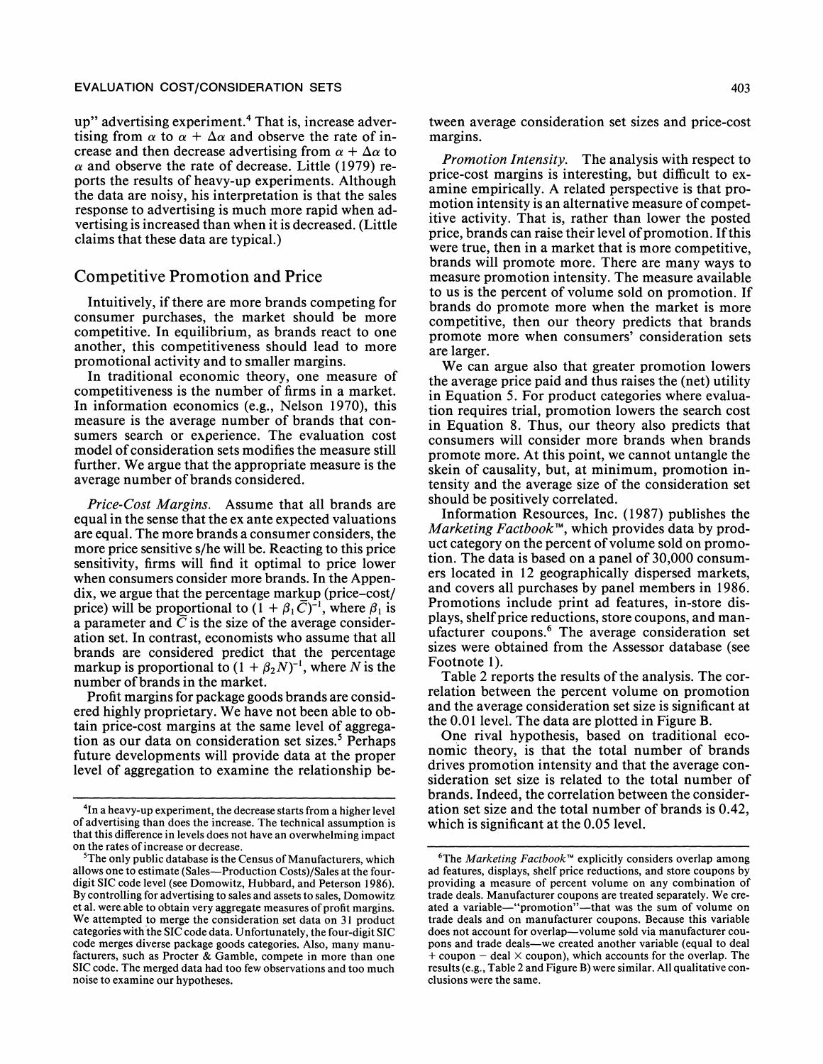up" advertising experiment.[4] That is, increase advertising from $\alpha$ to $\alpha + \Delta\alpha$ and observe the rate of increase and then decrease advertising from $\alpha + \Delta\alpha$ to $\alpha$ and observe the rate of decrease. Little (1979) reports the results of heavy-up experiments. Although the data are noisy, his interpretation is that the sales response to advertising is much more rapid when advertising is increased than when it is decreased. (Little claims that these data are typical.)

## Competitive Promotion and Price

Intuitively, if there are more brands competing for consumer purchases, the market should be more competitive. In equilibrium, as brands react to one another, this competitiveness should lead to more promotional activity and to smaller margins.

In traditional economic theory, one measure of competitiveness is the number of firms in a market. In information economics (e.g., Nelson 1970), this measure is the average number of brands that consumers search or experience. The evaluation cost model of consideration sets modifies the measure still further. We argue that the appropriate measure is the average number of brands considered.

*Price-Cost Margins.* Assume that all brands are equal in the sense that the ex ante expected valuations are equal. The more brands a consumer considers, the more price sensitive s/he will be. Reacting to this price sensitivity, firms will find it optimal to price lower when consumers consider more brands. In the Appendix, we argue that the percentage markup (price–cost/price) will be proportional to $(1 + \beta_1 \bar{C})^{-1}$, where $\beta_1$ is a parameter and $\bar{C}$ is the size of the average consideration set. In contrast, economists who assume that all brands are considered predict that the percentage markup is proportional to $(1 + \beta_2 N)^{-1}$, where $N$ is the number of brands in the market.

Profit margins for package goods brands are considered highly proprietary. We have not been able to obtain price-cost margins at the same level of aggregation as our data on consideration set sizes.[5] Perhaps future developments will provide data at the proper level of aggregation to examine the relationship between average consideration set sizes and price-cost margins.

*Promotion Intensity.* The analysis with respect to price-cost margins is interesting, but difficult to examine empirically. A related perspective is that promotion intensity is an alternative measure of competitive activity. That is, rather than lower the posted price, brands can raise their level of promotion. If this were true, then in a market that is more competitive, brands will promote more. There are many ways to measure promotion intensity. The measure available to us is the percent of volume sold on promotion. If brands do promote more when the market is more competitive, then our theory predicts that brands promote more when consumers' consideration sets are larger.

We can argue also that greater promotion lowers the average price paid and thus raises the (net) utility in Equation 5. For product categories where evaluation requires trial, promotion lowers the search cost in Equation 8. Thus, our theory also predicts that consumers will consider more brands when brands promote more. At this point, we cannot untangle the skein of causality, but, at minimum, promotion intensity and the average size of the consideration set should be positively correlated.

Information Resources, Inc. (1987) publishes the *Marketing Factbook*™, which provides data by product category on the percent of volume sold on promotion. The data is based on a panel of 30,000 consumers located in 12 geographically dispersed markets, and covers all purchases by panel members in 1986. Promotions include print ad features, in-store displays, shelf price reductions, store coupons, and manufacturer coupons.[6] The average consideration set sizes were obtained from the Assessor database (see Footnote 1).

Table 2 reports the results of the analysis. The correlation between the percent volume on promotion and the average consideration set size is significant at the 0.01 level. The data are plotted in Figure B.

One rival hypothesis, based on traditional economic theory, is that the total number of brands drives promotion intensity and that the average consideration set size is related to the total number of brands. Indeed, the correlation between the consideration set size and the total number of brands is 0.42, which is significant at the 0.05 level.

---

[4]In a heavy-up experiment, the decrease starts from a higher level of advertising than does the increase. The technical assumption is that this difference in levels does not have an overwhelming impact on the rates of increase or decrease.

[5]The only public database is the Census of Manufacturers, which allows one to estimate (Sales—Production Costs)/Sales at the four-digit SIC code level (see Domowitz, Hubbard, and Peterson 1986). By controlling for advertising to sales and assets to sales, Domowitz et al. were able to obtain very aggregate measures of profit margins. We attempted to merge the consideration set data on 31 product categories with the SIC code data. Unfortunately, the four-digit SIC code merges diverse package goods categories. Also, many manufacturers, such as Procter & Gamble, compete in more than one SIC code. The merged data had too few observations and too much noise to examine our hypotheses.

[6]The *Marketing Factbook*™ explicitly considers overlap among ad features, displays, shelf price reductions, and store coupons by providing a measure of percent volume on any combination of trade deals. Manufacturer coupons are treated separately. We created a variable—"promotion"—that was the sum of volume on trade deals and on manufacturer coupons. Because this variable does not account for overlap—volume sold via manufacturer coupons and trade deals—we created another variable (equal to deal + coupon − deal × coupon), which accounts for the overlap. The results (e.g., Table 2 and Figure B) were similar. All qualitative conclusions were the same.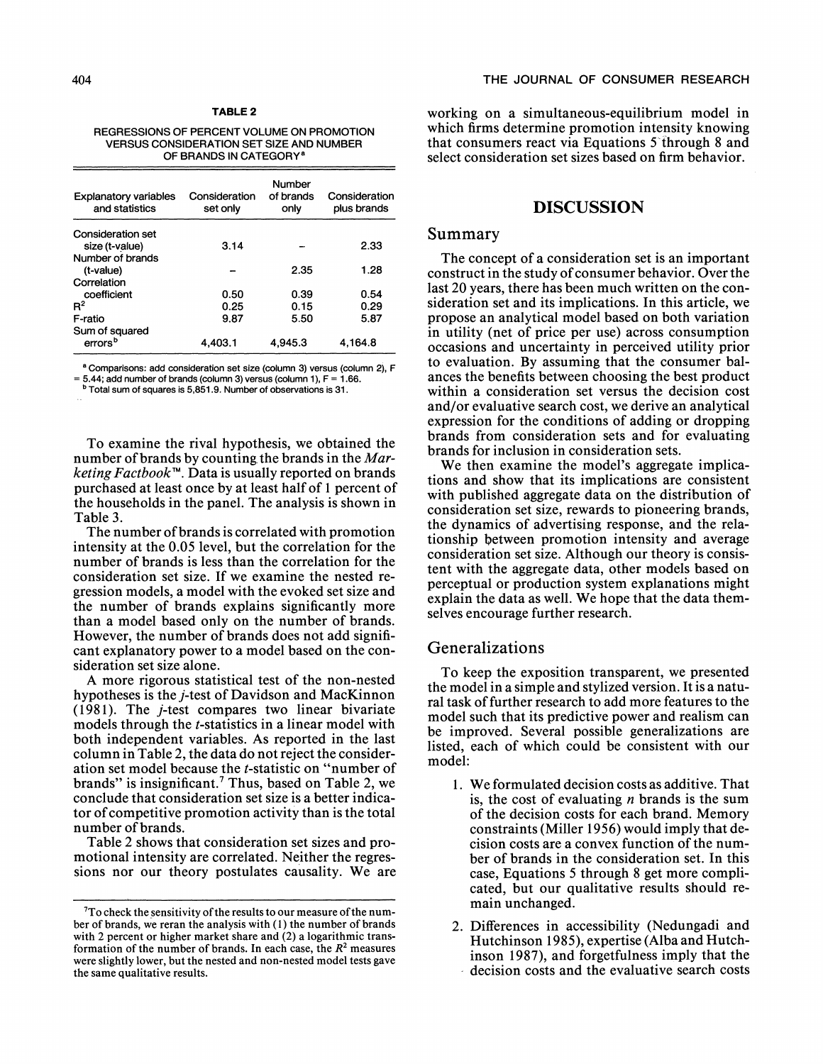**TABLE 2**

REGRESSIONS OF PERCENT VOLUME ON PROMOTION VERSUS CONSIDERATION SET SIZE AND NUMBER OF BRANDS IN CATEGORY[a]

| Explanatory variables and statistics | Consideration set only | Number of brands only | Consideration plus brands |
|---|---|---|---|
| Consideration set size (t-value) | 3.14 | – | 2.33 |
| Number of brands (t-value) | – | 2.35 | 1.28 |
| Correlation coefficient | 0.50 | 0.39 | 0.54 |
| $R^2$ | 0.25 | 0.15 | 0.29 |
| F-ratio | 9.87 | 5.50 | 5.87 |
| Sum of squared errors[b] | 4,403.1 | 4,945.3 | 4,164.8 |

[a] Comparisons: add consideration set size (column 3) versus (column 2), F = 5.44; add number of brands (column 3) versus (column 1), F = 1.66.

[b] Total sum of squares is 5,851.9. Number of observations is 31.

To examine the rival hypothesis, we obtained the number of brands by counting the brands in the *Marketing Factbook*™. Data is usually reported on brands purchased at least once by at least half of 1 percent of the households in the panel. The analysis is shown in Table 3.

The number of brands is correlated with promotion intensity at the 0.05 level, but the correlation for the number of brands is less than the correlation for the consideration set size. If we examine the nested regression models, a model with the evoked set size and the number of brands explains significantly more than a model based only on the number of brands. However, the number of brands does not add significant explanatory power to a model based on the consideration set size alone.

A more rigorous statistical test of the non-nested hypotheses is the *j*-test of Davidson and MacKinnon (1981). The *j*-test compares two linear bivariate models through the *t*-statistics in a linear model with both independent variables. As reported in the last column in Table 2, the data do not reject the consideration set model because the *t*-statistic on "number of brands" is insignificant.[7] Thus, based on Table 2, we conclude that consideration set size is a better indicator of competitive promotion activity than is the total number of brands.

Table 2 shows that consideration set sizes and promotional intensity are correlated. Neither the regressions nor our theory postulates causality. We are working on a simultaneous-equilibrium model in which firms determine promotion intensity knowing that consumers react via Equations 5 through 8 and select consideration set sizes based on firm behavior.

[7] To check the sensitivity of the results to our measure of the number of brands, we reran the analysis with (1) the number of brands with 2 percent or higher market share and (2) a logarithmic transformation of the number of brands. In each case, the $R^2$ measures were slightly lower, but the nested and non-nested model tests gave the same qualitative results.

## DISCUSSION

### Summary

The concept of a consideration set is an important construct in the study of consumer behavior. Over the last 20 years, there has been much written on the consideration set and its implications. In this article, we propose an analytical model based on both variation in utility (net of price per use) across consumption occasions and uncertainty in perceived utility prior to evaluation. By assuming that the consumer balances the benefits between choosing the best product within a consideration set versus the decision cost and/or evaluative search cost, we derive an analytical expression for the conditions of adding or dropping brands from consideration sets and for evaluating brands for inclusion in consideration sets.

We then examine the model's aggregate implications and show that its implications are consistent with published aggregate data on the distribution of consideration set size, rewards to pioneering brands, the dynamics of advertising response, and the relationship between promotion intensity and average consideration set size. Although our theory is consistent with the aggregate data, other models based on perceptual or production system explanations might explain the data as well. We hope that the data themselves encourage further research.

### Generalizations

To keep the exposition transparent, we presented the model in a simple and stylized version. It is a natural task of further research to add more features to the model such that its predictive power and realism can be improved. Several possible generalizations are listed, each of which could be consistent with our model:

1. We formulated decision costs as additive. That is, the cost of evaluating *n* brands is the sum of the decision costs for each brand. Memory constraints (Miller 1956) would imply that decision costs are a convex function of the number of brands in the consideration set. In this case, Equations 5 through 8 get more complicated, but our qualitative results should remain unchanged.
2. Differences in accessibility (Nedungadi and Hutchinson 1985), expertise (Alba and Hutchinson 1987), and forgetfulness imply that the decision costs and the evaluative search costs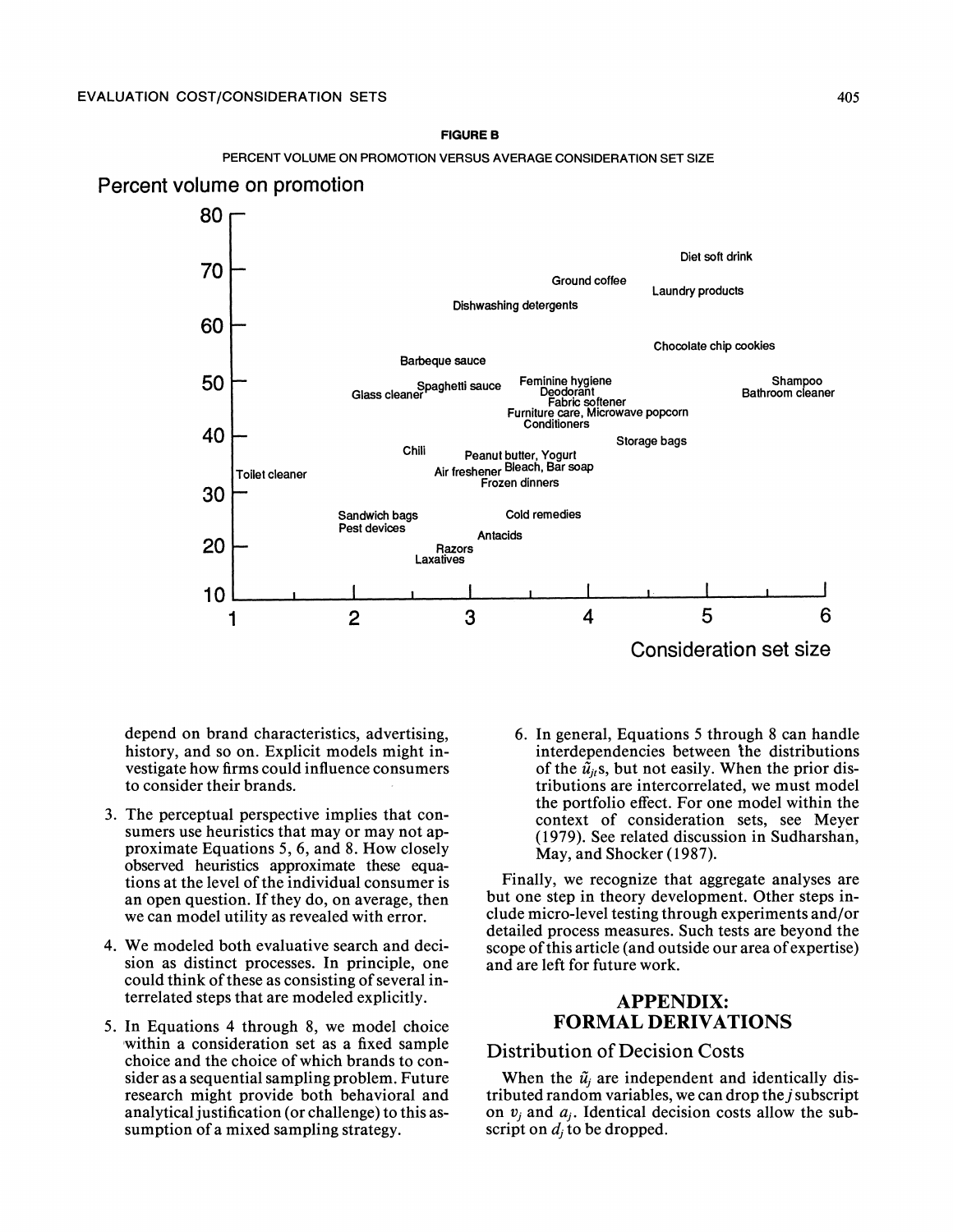**FIGURE B**

PERCENT VOLUME ON PROMOTION VERSUS AVERAGE CONSIDERATION SET SIZE

Percent volume on promotion

Consideration set size

| Product category |
|---|
| Diet soft drink |
| Ground coffee |
| Laundry products |
| Dishwashing detergents |
| Chocolate chip cookies |
| Barbeque sauce |
| Feminine hygiene |
| Shampoo |
| Glass cleaner |
| Spaghetti sauce |
| Deodorant |
| Bathroom cleaner |
| Fabric softener |
| Furniture care, Microwave popcorn |
| Conditioners |
| Storage bags |
| Chili |
| Peanut butter, Yogurt |
| Toilet cleaner |
| Air freshener |
| Bleach, Bar soap |
| Frozen dinners |
| Sandwich bags |
| Cold remedies |
| Pest devices |
| Antacids |
| Razors |
| Laxatives |

depend on brand characteristics, advertising, history, and so on. Explicit models might investigate how firms could influence consumers to consider their brands.

3. The perceptual perspective implies that consumers use heuristics that may or may not approximate Equations 5, 6, and 8. How closely observed heuristics approximate these equations at the level of the individual consumer is an open question. If they do, on average, then we can model utility as revealed with error.

4. We modeled both evaluative search and decision as distinct processes. In principle, one could think of these as consisting of several interrelated steps that are modeled explicitly.

5. In Equations 4 through 8, we model choice within a consideration set as a fixed sample choice and the choice of which brands to consider as a sequential sampling problem. Future research might provide both behavioral and analytical justification (or challenge) to this assumption of a mixed sampling strategy.

6. In general, Equations 5 through 8 can handle interdependencies between the distributions of the $\tilde{u}_{jt}$s, but not easily. When the prior distributions are intercorrelated, we must model the portfolio effect. For one model within the context of consideration sets, see Meyer (1979). See related discussion in Sudharshan, May, and Shocker (1987).

Finally, we recognize that aggregate analyses are but one step in theory development. Other steps include micro-level testing through experiments and/or detailed process measures. Such tests are beyond the scope of this article (and outside our area of expertise) and are left for future work.

## APPENDIX: FORMAL DERIVATIONS

### Distribution of Decision Costs

When the $\tilde{u}_j$ are independent and identically distributed random variables, we can drop the $j$ subscript on $v_j$ and $a_j$. Identical decision costs allow the subscript on $d_j$ to be dropped.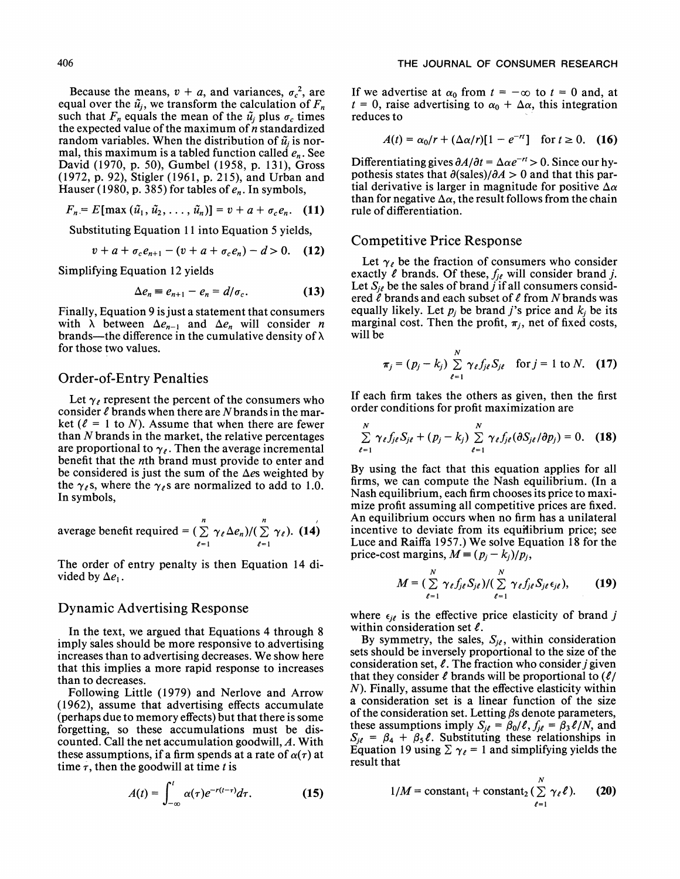Because the means, $v + a$, and variances, $\sigma_c^2$, are equal over the $\tilde{u}_j$, we transform the calculation of $F_n$ such that $F_n$ equals the mean of the $\tilde{u}_j$ plus $\sigma_c$ times the expected value of the maximum of $n$ standardized random variables. When the distribution of $\tilde{u}_j$ is normal, this maximum is a tabled function called $e_n$. See David (1970, p. 50), Gumbel (1958, p. 131), Gross (1972, p. 92), Stigler (1961, p. 215), and Urban and Hauser (1980, p. 385) for tables of $e_n$. In symbols,

$$F_n = E[\max(\tilde{u}_1, \tilde{u}_2, \ldots, \tilde{u}_n)] = v + a + \sigma_c e_n. \quad (11)$$

Substituting Equation 11 into Equation 5 yields,

$$v + a + \sigma_c e_{n+1} - (v + a + \sigma_c e_n) - d > 0. \quad (12)$$

Simplifying Equation 12 yields

$$\Delta e_n \equiv e_{n+1} - e_n = d/\sigma_c. \quad (13)$$

Finally, Equation 9 is just a statement that consumers with $\lambda$ between $\Delta e_{n-1}$ and $\Delta e_n$ will consider $n$ brands—the difference in the cumulative density of $\lambda$ for those two values.

## Order-of-Entry Penalties

Let $\gamma_\ell$ represent the percent of the consumers who consider $\ell$ brands when there are $N$ brands in the market ($\ell = 1$ to $N$). Assume that when there are fewer than $N$ brands in the market, the relative percentages are proportional to $\gamma_\ell$. Then the average incremental benefit that the $n$th brand must provide to enter and be considered is just the sum of the $\Delta e$s weighted by the $\gamma_\ell$s, where the $\gamma_\ell$s are normalized to add to 1.0. In symbols,

$$\text{average benefit required} = \left(\sum_{\ell=1}^{n} \gamma_\ell \Delta e_n\right) / \left(\sum_{\ell=1}^{n} \gamma_\ell\right). \quad (14)$$

The order of entry penalty is then Equation 14 divided by $\Delta e_1$.

## Dynamic Advertising Response

In the text, we argued that Equations 4 through 8 imply sales should be more responsive to advertising increases than to advertising decreases. We show here that this implies a more rapid response to increases than to decreases.

Following Little (1979) and Nerlove and Arrow (1962), assume that advertising effects accumulate (perhaps due to memory effects) but that there is some forgetting, so these accumulations must be discounted. Call the net accumulation goodwill, $A$. With these assumptions, if a firm spends at a rate of $\alpha(\tau)$ at time $\tau$, then the goodwill at time $t$ is

$$A(t) = \int_{-\infty}^{t} \alpha(\tau) e^{-r(t-\tau)} d\tau. \quad (15)$$

If we advertise at $\alpha_0$ from $t = -\infty$ to $t = 0$ and, at $t = 0$, raise advertising to $\alpha_0 + \Delta\alpha$, this integration reduces to

$$A(t) = \alpha_0/r + (\Delta\alpha/r)[1 - e^{-rt}] \quad \text{for } t \geq 0. \quad (16)$$

Differentiating gives $\partial A/\partial t = \Delta\alpha e^{-rt} > 0$. Since our hypothesis states that $\partial(\text{sales})/\partial A > 0$ and that this partial derivative is larger in magnitude for positive $\Delta\alpha$ than for negative $\Delta\alpha$, the result follows from the chain rule of differentiation.

## Competitive Price Response

Let $\gamma_\ell$ be the fraction of consumers who consider exactly $\ell$ brands. Of these, $f_{j\ell}$ will consider brand $j$. Let $S_{j\ell}$ be the sales of brand $j$ if all consumers considered $\ell$ brands and each subset of $\ell$ from $N$ brands was equally likely. Let $p_j$ be brand $j$'s price and $k_j$ be its marginal cost. Then the profit, $\pi_j$, net of fixed costs, will be

$$\pi_j = (p_j - k_j) \sum_{\ell=1}^{N} \gamma_\ell f_{j\ell} S_{j\ell} \quad \text{for } j = 1 \text{ to } N. \quad (17)$$

If each firm takes the others as given, then the first order conditions for profit maximization are

$$\sum_{\ell=1}^{N} \gamma_\ell f_{j\ell} S_{j\ell} + (p_j - k_j) \sum_{\ell=1}^{N} \gamma_\ell f_{j\ell} (\partial S_{j\ell}/\partial p_j) = 0. \quad (18)$$

By using the fact that this equation applies for all firms, we can compute the Nash equilibrium. (In a Nash equilibrium, each firm chooses its price to maximize profit assuming all competitive prices are fixed. An equilibrium occurs when no firm has a unilateral incentive to deviate from its equilibrium price; see Luce and Raiffa 1957.) We solve Equation 18 for the price-cost margins, $M \equiv (p_j - k_j)/p_j$,

$$M = \left(\sum_{\ell=1}^{N} \gamma_\ell f_{j\ell} S_{j\ell}\right) / \left(\sum_{\ell=1}^{N} \gamma_\ell f_{j\ell} S_{j\ell} \epsilon_{j\ell}\right), \quad (19)$$

where $\epsilon_{j\ell}$ is the effective price elasticity of brand $j$ within consideration set $\ell$.

By symmetry, the sales, $S_{j\ell}$, within consideration sets should be inversely proportional to the size of the consideration set, $\ell$. The fraction who consider $j$ given that they consider $\ell$ brands will be proportional to $(\ell/N)$. Finally, assume that the effective elasticity within a consideration set is a linear function of the size of the consideration set. Letting $\beta$s denote parameters, these assumptions imply $S_{j\ell} = \beta_0/\ell$, $f_{j\ell} = \beta_3 \ell/N$, and $S_{j\ell} = \beta_4 + \beta_5 \ell$. Substituting these relationships in Equation 19 using $\sum \gamma_\ell = 1$ and simplifying yields the result that

$$1/M = \text{constant}_1 + \text{constant}_2 \left(\sum_{\ell=1}^{N} \gamma_\ell \ell\right). \quad (20)$$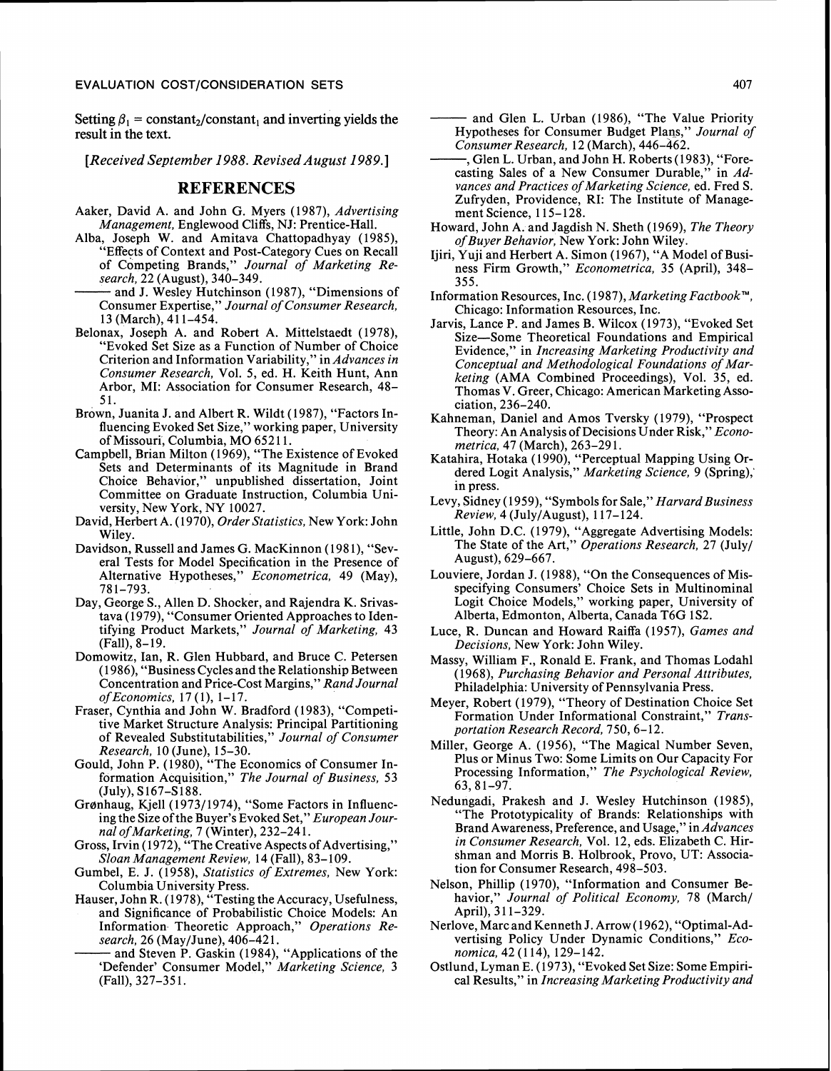Setting $\beta_1$ = constant$_2$/constant$_1$ and inverting yields the result in the text.

*[Received September 1988. Revised August 1989.]*

## REFERENCES

Aaker, David A. and John G. Myers (1987), *Advertising Management*, Englewood Cliffs, NJ: Prentice-Hall.

Alba, Joseph W. and Amitava Chattopadhyay (1985), "Effects of Context and Post-Category Cues on Recall of Competing Brands," *Journal of Marketing Research*, 22 (August), 340–349.

——— and J. Wesley Hutchinson (1987), "Dimensions of Consumer Expertise," *Journal of Consumer Research*, 13 (March), 411–454.

Belonax, Joseph A. and Robert A. Mittelstaedt (1978), "Evoked Set Size as a Function of Number of Choice Criterion and Information Variability," in *Advances in Consumer Research*, Vol. 5, ed. H. Keith Hunt, Ann Arbor, MI: Association for Consumer Research, 48–51.

Brown, Juanita J. and Albert R. Wildt (1987), "Factors Influencing Evoked Set Size," working paper, University of Missouri, Columbia, MO 65211.

Campbell, Brian Milton (1969), "The Existence of Evoked Sets and Determinants of its Magnitude in Brand Choice Behavior," unpublished dissertation, Joint Committee on Graduate Instruction, Columbia University, New York, NY 10027.

David, Herbert A. (1970), *Order Statistics*, New York: John Wiley.

Davidson, Russell and James G. MacKinnon (1981), "Several Tests for Model Specification in the Presence of Alternative Hypotheses," *Econometrica*, 49 (May), 781–793.

Day, George S., Allen D. Shocker, and Rajendra K. Srivastava (1979), "Consumer Oriented Approaches to Identifying Product Markets," *Journal of Marketing*, 43 (Fall), 8–19.

Domowitz, Ian, R. Glen Hubbard, and Bruce C. Petersen (1986), "Business Cycles and the Relationship Between Concentration and Price-Cost Margins," *Rand Journal of Economics*, 17 (1), 1–17.

Fraser, Cynthia and John W. Bradford (1983), "Competitive Market Structure Analysis: Principal Partitioning of Revealed Substitutabilities," *Journal of Consumer Research*, 10 (June), 15–30.

Gould, John P. (1980), "The Economics of Consumer Information Acquisition," *The Journal of Business*, 53 (July), S167–S188.

Grønhaug, Kjell (1973/1974), "Some Factors in Influencing the Size of the Buyer's Evoked Set," *European Journal of Marketing*, 7 (Winter), 232–241.

Gross, Irvin (1972), "The Creative Aspects of Advertising," *Sloan Management Review*, 14 (Fall), 83–109.

Gumbel, E. J. (1958), *Statistics of Extremes*, New York: Columbia University Press.

Hauser, John R. (1978), "Testing the Accuracy, Usefulness, and Significance of Probabilistic Choice Models: An Information Theoretic Approach," *Operations Research*, 26 (May/June), 406–421.

——— and Steven P. Gaskin (1984), "Applications of the 'Defender' Consumer Model," *Marketing Science*, 3 (Fall), 327–351.

——— and Glen L. Urban (1986), "The Value Priority Hypotheses for Consumer Budget Plans," *Journal of Consumer Research*, 12 (March), 446–462.

———, Glen L. Urban, and John H. Roberts (1983), "Forecasting Sales of a New Consumer Durable," in *Advances and Practices of Marketing Science*, ed. Fred S. Zufryden, Providence, RI: The Institute of Management Science, 115–128.

Howard, John A. and Jagdish N. Sheth (1969), *The Theory of Buyer Behavior*, New York: John Wiley.

Ijiri, Yuji and Herbert A. Simon (1967), "A Model of Business Firm Growth," *Econometrica*, 35 (April), 348–355.

Information Resources, Inc. (1987), *Marketing Factbook™*, Chicago: Information Resources, Inc.

Jarvis, Lance P. and James B. Wilcox (1973), "Evoked Set Size—Some Theoretical Foundations and Empirical Evidence," in *Increasing Marketing Productivity and Conceptual and Methodological Foundations of Marketing* (AMA Combined Proceedings), Vol. 35, ed. Thomas V. Greer, Chicago: American Marketing Association, 236–240.

Kahneman, Daniel and Amos Tversky (1979), "Prospect Theory: An Analysis of Decisions Under Risk," *Econometrica*, 47 (March), 263–291.

Katahira, Hotaka (1990), "Perceptual Mapping Using Ordered Logit Analysis," *Marketing Science*, 9 (Spring), in press.

Levy, Sidney (1959), "Symbols for Sale," *Harvard Business Review*, 4 (July/August), 117–124.

Little, John D.C. (1979), "Aggregate Advertising Models: The State of the Art," *Operations Research*, 27 (July/August), 629–667.

Louviere, Jordan J. (1988), "On the Consequences of Misspecifying Consumers' Choice Sets in Multinominal Logit Choice Models," working paper, University of Alberta, Edmonton, Alberta, Canada T6G 1S2.

Luce, R. Duncan and Howard Raiffa (1957), *Games and Decisions*, New York: John Wiley.

Massy, William F., Ronald E. Frank, and Thomas Lodahl (1968), *Purchasing Behavior and Personal Attributes*, Philadelphia: University of Pennsylvania Press.

Meyer, Robert (1979), "Theory of Destination Choice Set Formation Under Informational Constraint," *Transportation Research Record*, 750, 6–12.

Miller, George A. (1956), "The Magical Number Seven, Plus or Minus Two: Some Limits on Our Capacity For Processing Information," *The Psychological Review*, 63, 81–97.

Nedungadi, Prakesh and J. Wesley Hutchinson (1985), "The Prototypicality of Brands: Relationships with Brand Awareness, Preference, and Usage," in *Advances in Consumer Research*, Vol. 12, eds. Elizabeth C. Hirshman and Morris B. Holbrook, Provo, UT: Association for Consumer Research, 498–503.

Nelson, Phillip (1970), "Information and Consumer Behavior," *Journal of Political Economy*, 78 (March/April), 311–329.

Nerlove, Marc and Kenneth J. Arrow (1962), "Optimal-Advertising Policy Under Dynamic Conditions," *Economica*, 42 (114), 129–142.

Ostlund, Lyman E. (1973), "Evoked Set Size: Some Empirical Results," in *Increasing Marketing Productivity and*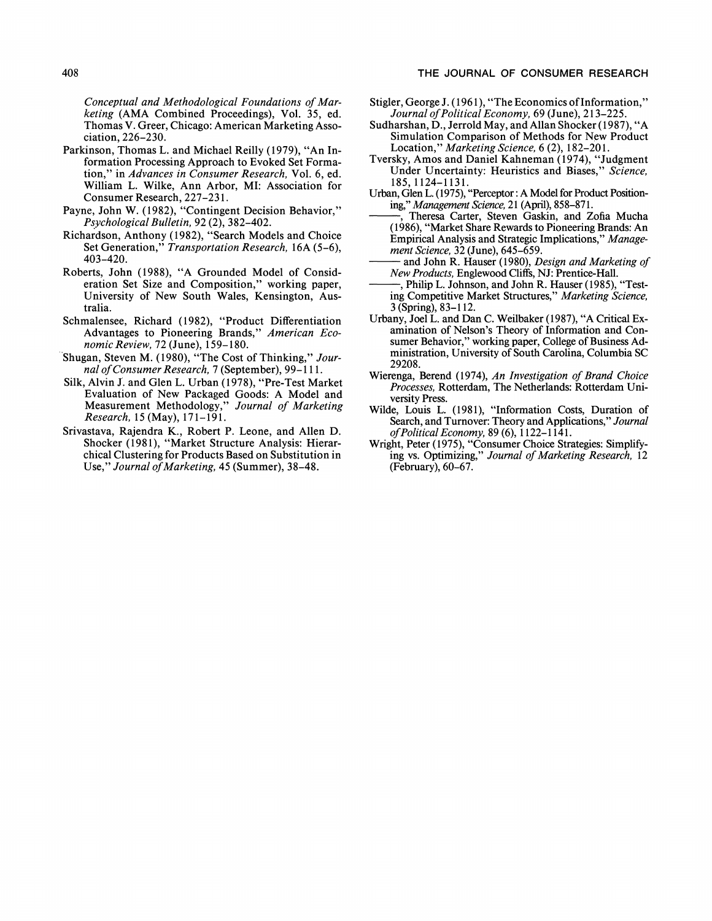*Conceptual and Methodological Foundations of Marketing* (AMA Combined Proceedings), Vol. 35, ed. Thomas V. Greer, Chicago: American Marketing Association, 226–230.

Parkinson, Thomas L. and Michael Reilly (1979), "An Information Processing Approach to Evoked Set Formation," in *Advances in Consumer Research,* Vol. 6, ed. William L. Wilke, Ann Arbor, MI: Association for Consumer Research, 227–231.

Payne, John W. (1982), "Contingent Decision Behavior," *Psychological Bulletin,* 92 (2), 382–402.

Richardson, Anthony (1982), "Search Models and Choice Set Generation," *Transportation Research,* 16A (5–6), 403–420.

Roberts, John (1988), "A Grounded Model of Consideration Set Size and Composition," working paper, University of New South Wales, Kensington, Australia.

Schmalensee, Richard (1982), "Product Differentiation Advantages to Pioneering Brands," *American Economic Review,* 72 (June), 159–180.

Shugan, Steven M. (1980), "The Cost of Thinking," *Journal of Consumer Research,* 7 (September), 99–111.

Silk, Alvin J. and Glen L. Urban (1978), "Pre-Test Market Evaluation of New Packaged Goods: A Model and Measurement Methodology," *Journal of Marketing Research,* 15 (May), 171–191.

Srivastava, Rajendra K., Robert P. Leone, and Allen D. Shocker (1981), "Market Structure Analysis: Hierarchical Clustering for Products Based on Substitution in Use," *Journal of Marketing,* 45 (Summer), 38–48.

Stigler, George J. (1961), "The Economics of Information," *Journal of Political Economy,* 69 (June), 213–225.

Sudharshan, D., Jerrold May, and Allan Shocker (1987), "A Simulation Comparison of Methods for New Product Location," *Marketing Science,* 6 (2), 182–201.

Tversky, Amos and Daniel Kahneman (1974), "Judgment Under Uncertainty: Heuristics and Biases," *Science,* 185, 1124–1131.

Urban, Glen L. (1975), "Perceptor: A Model for Product Positioning," *Management Science,* 21 (April), 858–871.

———, Theresa Carter, Steven Gaskin, and Zofia Mucha (1986), "Market Share Rewards to Pioneering Brands: An Empirical Analysis and Strategic Implications," *Management Science,* 32 (June), 645–659.

——— and John R. Hauser (1980), *Design and Marketing of New Products,* Englewood Cliffs, NJ: Prentice-Hall.

———, Philip L. Johnson, and John R. Hauser (1985), "Testing Competitive Market Structures," *Marketing Science,* 3 (Spring), 83–112.

Urbany, Joel L. and Dan C. Weilbaker (1987), "A Critical Examination of Nelson's Theory of Information and Consumer Behavior," working paper, College of Business Administration, University of South Carolina, Columbia SC 29208.

Wierenga, Berend (1974), *An Investigation of Brand Choice Processes,* Rotterdam, The Netherlands: Rotterdam University Press.

Wilde, Louis L. (1981), "Information Costs, Duration of Search, and Turnover: Theory and Applications," *Journal of Political Economy,* 89 (6), 1122–1141.

Wright, Peter (1975), "Consumer Choice Strategies: Simplifying vs. Optimizing," *Journal of Marketing Research,* 12 (February), 60–67.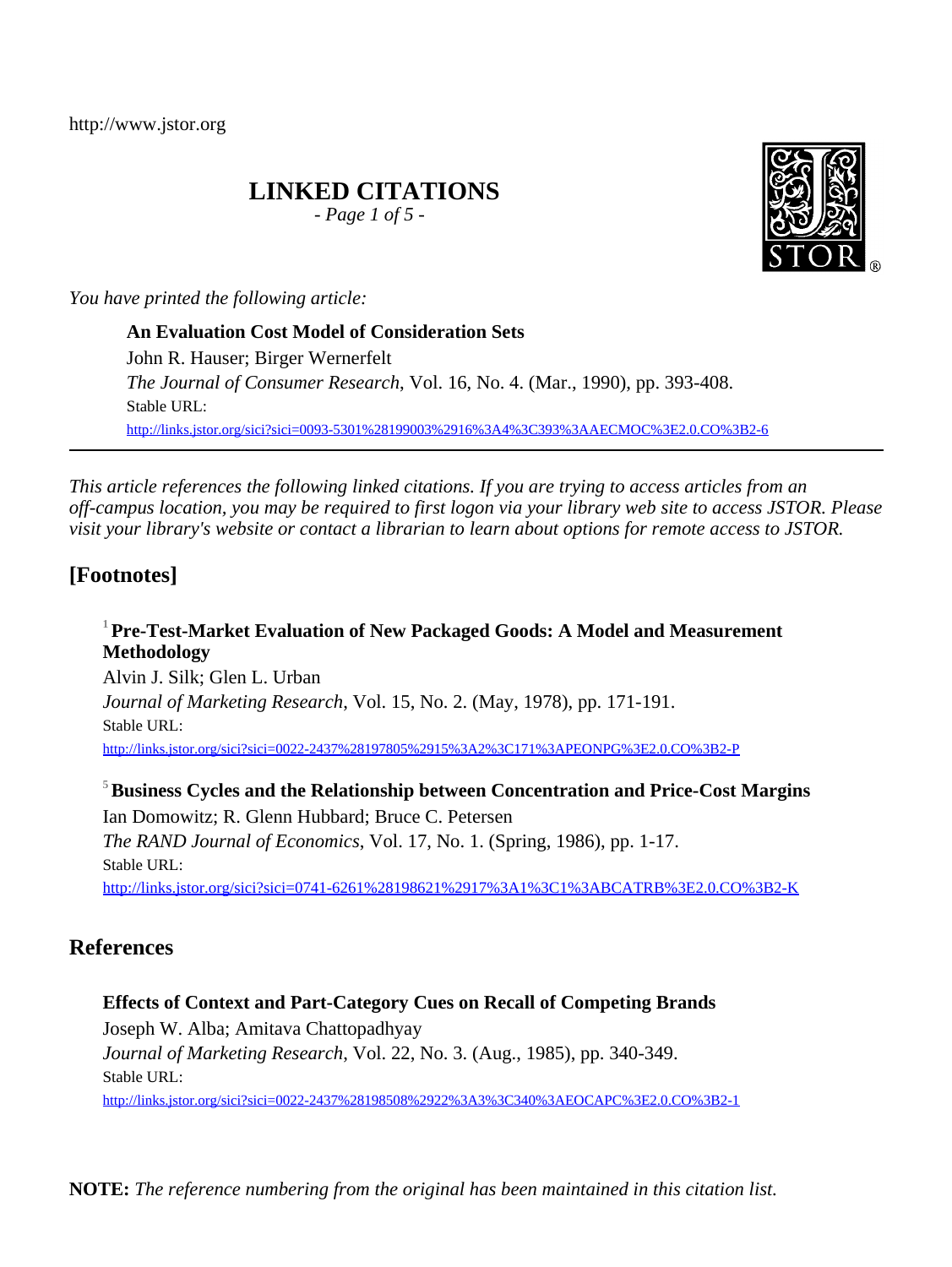http://www.jstor.org

# LINKED CITATIONS

*- Page 1 of 5 -*

*You have printed the following article:*

**An Evaluation Cost Model of Consideration Sets**
John R. Hauser; Birger Wernerfelt
*The Journal of Consumer Research*, Vol. 16, No. 4. (Mar., 1990), pp. 393-408.
Stable URL:
http://links.jstor.org/sici?sici=0093-5301%28199003%2916%3A4%3C393%3AAECMOC%3E2.0.CO%3B2-6

---

*This article references the following linked citations. If you are trying to access articles from an off-campus location, you may be required to first logon via your library web site to access JSTOR. Please visit your library's website or contact a librarian to learn about options for remote access to JSTOR.*

## [Footnotes]

[1] **Pre-Test-Market Evaluation of New Packaged Goods: A Model and Measurement Methodology**
Alvin J. Silk; Glen L. Urban
*Journal of Marketing Research*, Vol. 15, No. 2. (May, 1978), pp. 171-191.
Stable URL:
http://links.jstor.org/sici?sici=0022-2437%28197805%2915%3A2%3C171%3APEONPG%3E2.0.CO%3B2-P

[5] **Business Cycles and the Relationship between Concentration and Price-Cost Margins**
Ian Domowitz; R. Glenn Hubbard; Bruce C. Petersen
*The RAND Journal of Economics*, Vol. 17, No. 1. (Spring, 1986), pp. 1-17.
Stable URL:
http://links.jstor.org/sici?sici=0741-6261%28198621%2917%3A1%3C1%3ABCATRB%3E2.0.CO%3B2-K

## References

**Effects of Context and Part-Category Cues on Recall of Competing Brands**
Joseph W. Alba; Amitava Chattopadhyay
*Journal of Marketing Research*, Vol. 22, No. 3. (Aug., 1985), pp. 340-349.
Stable URL:
http://links.jstor.org/sici?sici=0022-2437%28198508%2922%3A3%3C340%3AEOCAPC%3E2.0.CO%3B2-1

**NOTE:** *The reference numbering from the original has been maintained in this citation list.*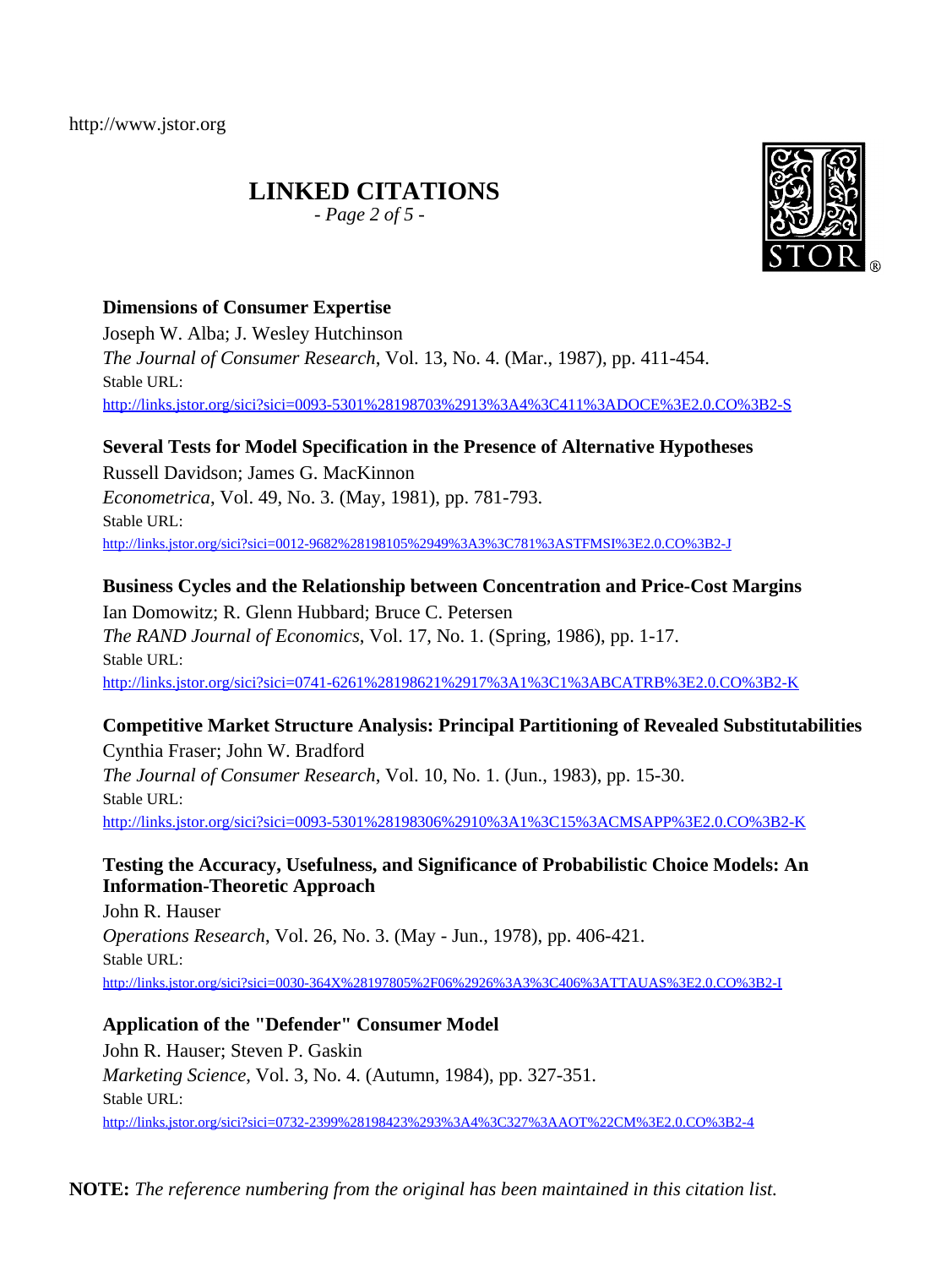http://www.jstor.org

# LINKED CITATIONS

*- Page 2 of 5 -*

**Dimensions of Consumer Expertise**
Joseph W. Alba; J. Wesley Hutchinson
*The Journal of Consumer Research*, Vol. 13, No. 4. (Mar., 1987), pp. 411-454.
Stable URL:
http://links.jstor.org/sici?sici=0093-5301%28198703%2913%3A4%3C411%3ADOCE%3E2.0.CO%3B2-S

**Several Tests for Model Specification in the Presence of Alternative Hypotheses**
Russell Davidson; James G. MacKinnon
*Econometrica*, Vol. 49, No. 3. (May, 1981), pp. 781-793.
Stable URL:
http://links.jstor.org/sici?sici=0012-9682%28198105%2949%3A3%3C781%3ASTFMSI%3E2.0.CO%3B2-J

**Business Cycles and the Relationship between Concentration and Price-Cost Margins**
Ian Domowitz; R. Glenn Hubbard; Bruce C. Petersen
*The RAND Journal of Economics*, Vol. 17, No. 1. (Spring, 1986), pp. 1-17.
Stable URL:
http://links.jstor.org/sici?sici=0741-6261%28198621%2917%3A1%3C1%3ABCATRB%3E2.0.CO%3B2-K

**Competitive Market Structure Analysis: Principal Partitioning of Revealed Substitutabilities**
Cynthia Fraser; John W. Bradford
*The Journal of Consumer Research*, Vol. 10, No. 1. (Jun., 1983), pp. 15-30.
Stable URL:
http://links.jstor.org/sici?sici=0093-5301%28198306%2910%3A1%3C15%3ACMSAPP%3E2.0.CO%3B2-K

**Testing the Accuracy, Usefulness, and Significance of Probabilistic Choice Models: An Information-Theoretic Approach**
John R. Hauser
*Operations Research*, Vol. 26, No. 3. (May - Jun., 1978), pp. 406-421.
Stable URL:
http://links.jstor.org/sici?sici=0030-364X%28197805%2F06%2926%3A3%3C406%3ATTAUAS%3E2.0.CO%3B2-I

**Application of the "Defender" Consumer Model**
John R. Hauser; Steven P. Gaskin
*Marketing Science*, Vol. 3, No. 4. (Autumn, 1984), pp. 327-351.
Stable URL:
http://links.jstor.org/sici?sici=0732-2399%28198423%293%3A4%3C327%3AAOT%22CM%3E2.0.CO%3B2-4

**NOTE:** *The reference numbering from the original has been maintained in this citation list.*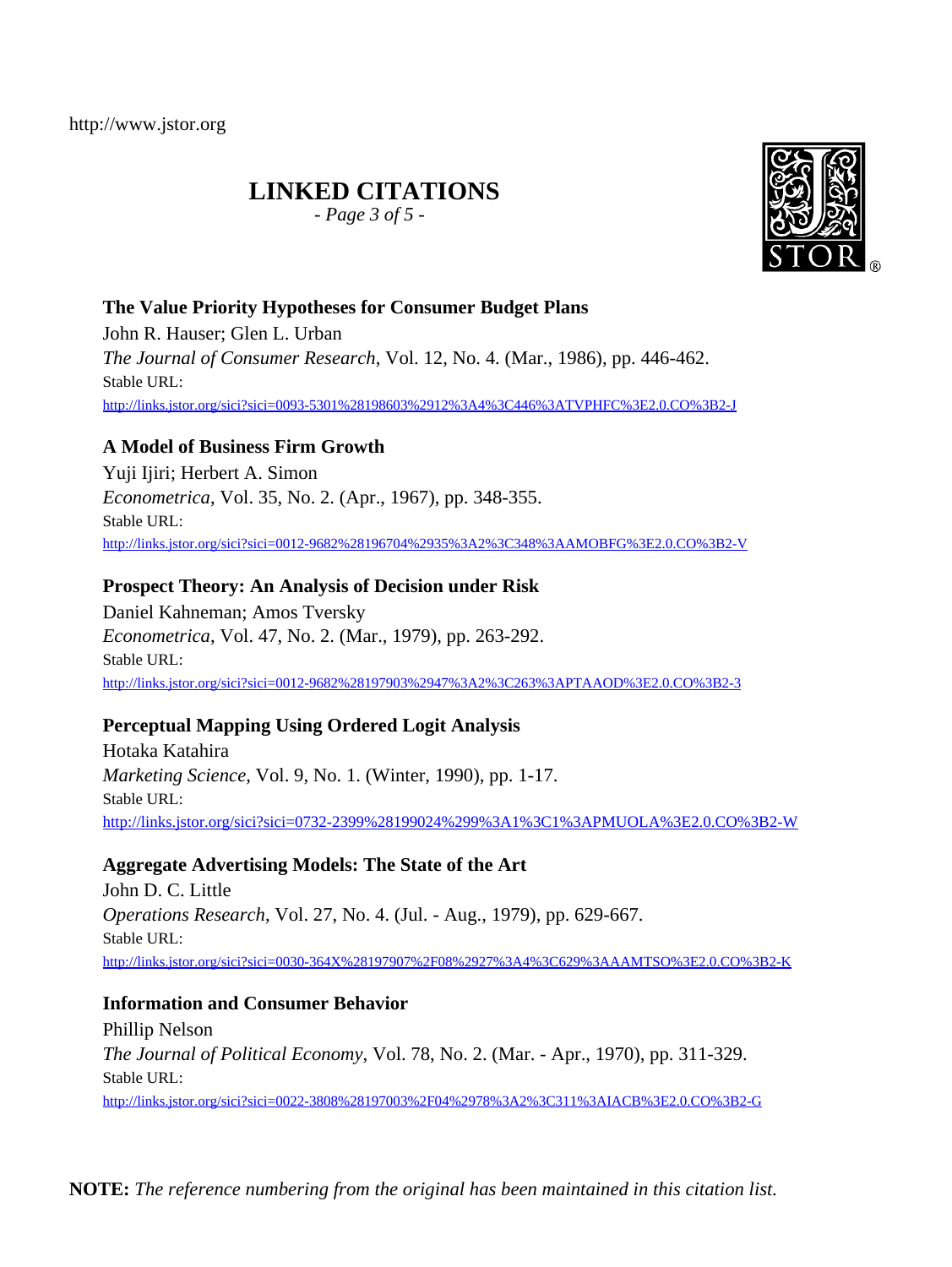http://www.jstor.org

# LINKED CITATIONS

*- Page 3 of 5 -*

**The Value Priority Hypotheses for Consumer Budget Plans**
John R. Hauser; Glen L. Urban
*The Journal of Consumer Research*, Vol. 12, No. 4. (Mar., 1986), pp. 446-462.
Stable URL:
http://links.jstor.org/sici?sici=0093-5301%28198603%2912%3A4%3C446%3ATVPHFC%3E2.0.CO%3B2-J

**A Model of Business Firm Growth**
Yuji Ijiri; Herbert A. Simon
*Econometrica*, Vol. 35, No. 2. (Apr., 1967), pp. 348-355.
Stable URL:
http://links.jstor.org/sici?sici=0012-9682%28196704%2935%3A2%3C348%3AAMOBFG%3E2.0.CO%3B2-V

**Prospect Theory: An Analysis of Decision under Risk**
Daniel Kahneman; Amos Tversky
*Econometrica*, Vol. 47, No. 2. (Mar., 1979), pp. 263-292.
Stable URL:
http://links.jstor.org/sici?sici=0012-9682%28197903%2947%3A2%3C263%3APTAAOD%3E2.0.CO%3B2-3

**Perceptual Mapping Using Ordered Logit Analysis**
Hotaka Katahira
*Marketing Science*, Vol. 9, No. 1. (Winter, 1990), pp. 1-17.
Stable URL:
http://links.jstor.org/sici?sici=0732-2399%28199024%299%3A1%3C1%3APMUOLA%3E2.0.CO%3B2-W

**Aggregate Advertising Models: The State of the Art**
John D. C. Little
*Operations Research*, Vol. 27, No. 4. (Jul. - Aug., 1979), pp. 629-667.
Stable URL:
http://links.jstor.org/sici?sici=0030-364X%28197907%2F08%2927%3A4%3C629%3AAAMTSO%3E2.0.CO%3B2-K

**Information and Consumer Behavior**
Phillip Nelson
*The Journal of Political Economy*, Vol. 78, No. 2. (Mar. - Apr., 1970), pp. 311-329.
Stable URL:
http://links.jstor.org/sici?sici=0022-3808%28197003%2F04%2978%3A2%3C311%3AIACB%3E2.0.CO%3B2-G

**NOTE:** *The reference numbering from the original has been maintained in this citation list.*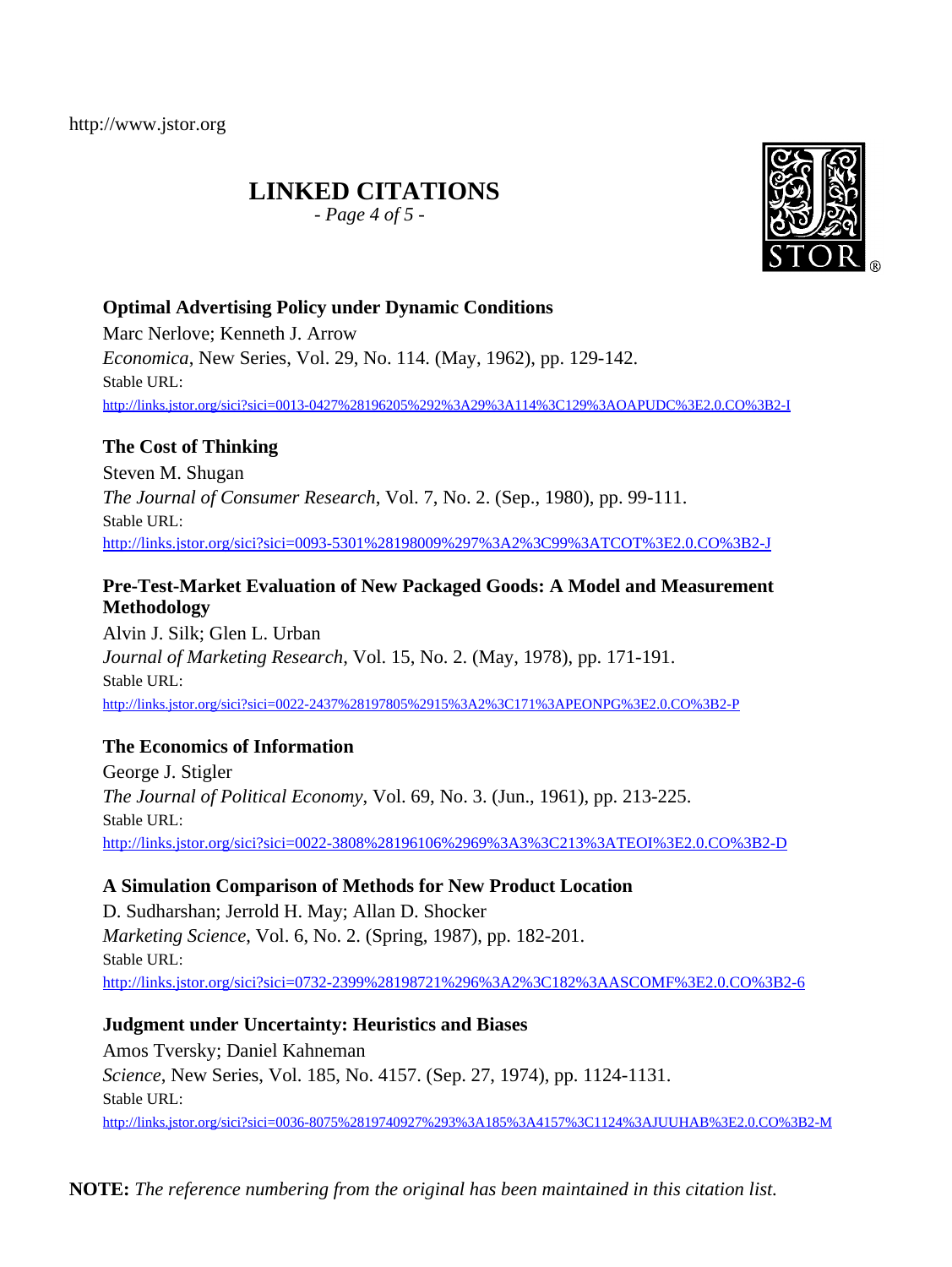# LINKED CITATIONS

### Optimal Advertising Policy under Dynamic Conditions

Marc Nerlove; Kenneth J. Arrow

*Economica*, New Series, Vol. 29, No. 114. (May, 1962), pp. 129-142.

Stable URL:

http://links.jstor.org/sici?sici=0013-0427%28196205%292%3A29%3A114%3C129%3AOAPUDC%3E2.0.CO%3B2-I

### The Cost of Thinking

Steven M. Shugan

*The Journal of Consumer Research*, Vol. 7, No. 2. (Sep., 1980), pp. 99-111.

Stable URL:

http://links.jstor.org/sici?sici=0093-5301%28198009%297%3A2%3C99%3ATCOT%3E2.0.CO%3B2-J

### Pre-Test-Market Evaluation of New Packaged Goods: A Model and Measurement Methodology

Alvin J. Silk; Glen L. Urban

*Journal of Marketing Research*, Vol. 15, No. 2. (May, 1978), pp. 171-191.

Stable URL:

http://links.jstor.org/sici?sici=0022-2437%28197805%2915%3A2%3C171%3APEONPG%3E2.0.CO%3B2-P

### The Economics of Information

George J. Stigler

*The Journal of Political Economy*, Vol. 69, No. 3. (Jun., 1961), pp. 213-225.

Stable URL:

http://links.jstor.org/sici?sici=0022-3808%28196106%2969%3A3%3C213%3ATEOI%3E2.0.CO%3B2-D

### A Simulation Comparison of Methods for New Product Location

D. Sudharshan; Jerrold H. May; Allan D. Shocker

*Marketing Science*, Vol. 6, No. 2. (Spring, 1987), pp. 182-201.

Stable URL:

http://links.jstor.org/sici?sici=0732-2399%28198721%296%3A2%3C182%3AASCOMF%3E2.0.CO%3B2-6

### Judgment under Uncertainty: Heuristics and Biases

Amos Tversky; Daniel Kahneman

*Science*, New Series, Vol. 185, No. 4157. (Sep. 27, 1974), pp. 1124-1131.

Stable URL:

http://links.jstor.org/sici?sici=0036-8075%2819740927%293%3A185%3A4157%3C1124%3AJUUHAB%3E2.0.CO%3B2-M

**NOTE:** *The reference numbering from the original has been maintained in this citation list.*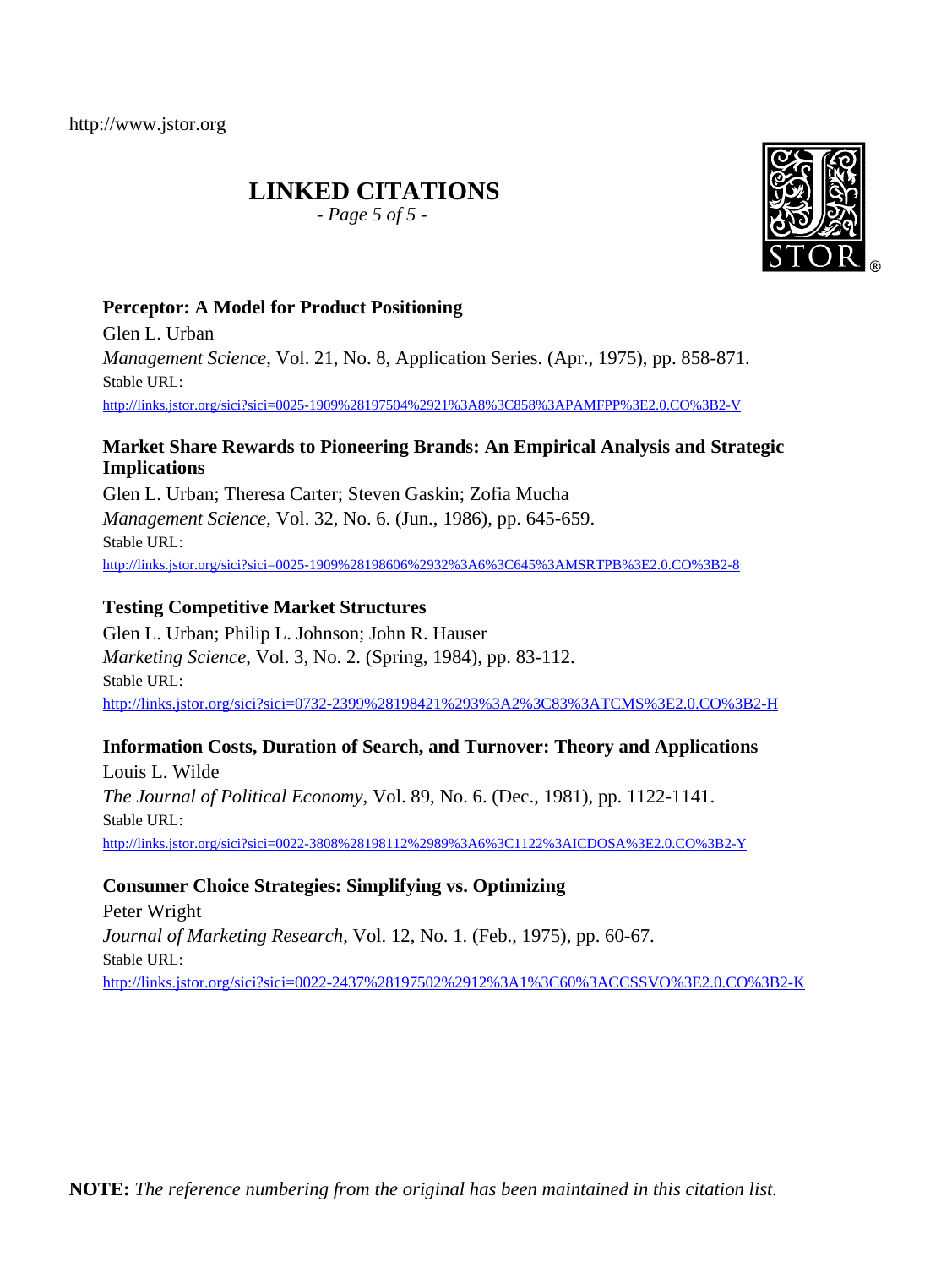http://www.jstor.org

# LINKED CITATIONS

*- Page 5 of 5 -*

**Perceptor: A Model for Product Positioning**

Glen L. Urban

*Management Science*, Vol. 21, No. 8, Application Series. (Apr., 1975), pp. 858-871.

Stable URL:

http://links.jstor.org/sici?sici=0025-1909%28197504%2921%3A8%3C858%3APAMFPP%3E2.0.CO%3B2-V

**Market Share Rewards to Pioneering Brands: An Empirical Analysis and Strategic Implications**

Glen L. Urban; Theresa Carter; Steven Gaskin; Zofia Mucha

*Management Science*, Vol. 32, No. 6. (Jun., 1986), pp. 645-659.

Stable URL:

http://links.jstor.org/sici?sici=0025-1909%28198606%2932%3A6%3C645%3AMSRTPB%3E2.0.CO%3B2-8

**Testing Competitive Market Structures**

Glen L. Urban; Philip L. Johnson; John R. Hauser

*Marketing Science*, Vol. 3, No. 2. (Spring, 1984), pp. 83-112.

Stable URL:

http://links.jstor.org/sici?sici=0732-2399%28198421%293%3A2%3C83%3ATCMS%3E2.0.CO%3B2-H

**Information Costs, Duration of Search, and Turnover: Theory and Applications**

Louis L. Wilde

*The Journal of Political Economy*, Vol. 89, No. 6. (Dec., 1981), pp. 1122-1141.

Stable URL:

http://links.jstor.org/sici?sici=0022-3808%28198112%2989%3A6%3C1122%3AICDOSA%3E2.0.CO%3B2-Y

**Consumer Choice Strategies: Simplifying vs. Optimizing**

Peter Wright

*Journal of Marketing Research*, Vol. 12, No. 1. (Feb., 1975), pp. 60-67.

Stable URL:

http://links.jstor.org/sici?sici=0022-2437%28197502%2912%3A1%3C60%3ACCSSVO%3E2.0.CO%3B2-K

**NOTE:** *The reference numbering from the original has been maintained in this citation list.*